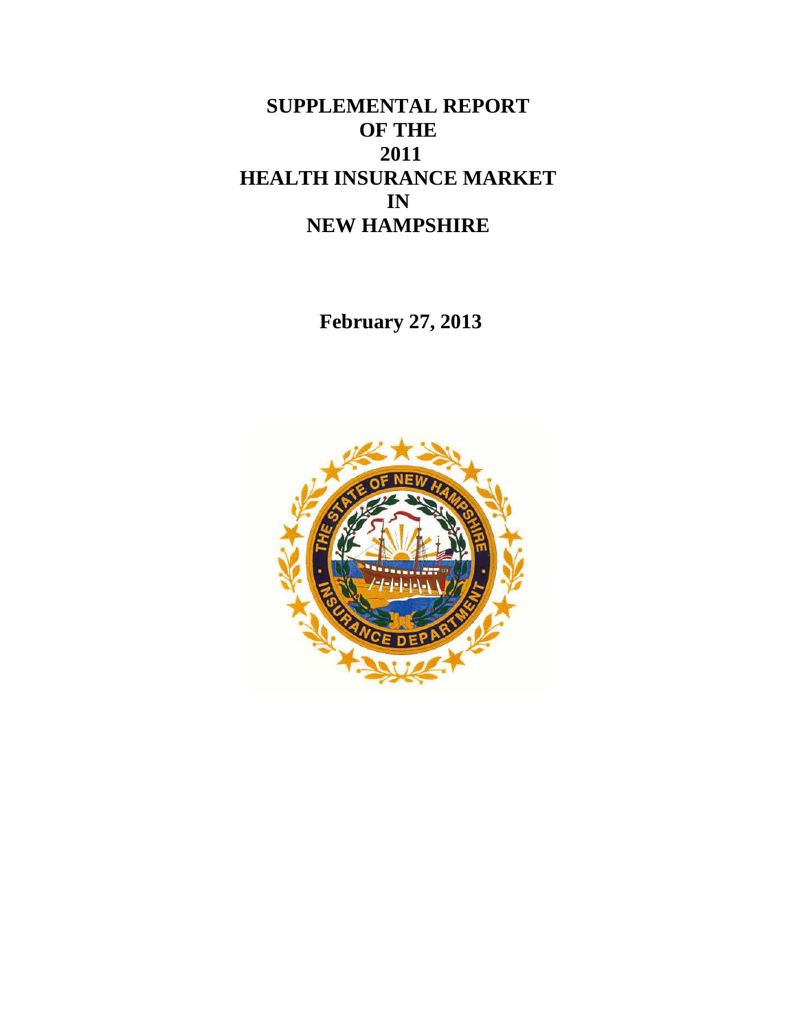# SUPPLEMENTAL REPORT OF THE 2011 HEALTH INSURANCE MARKET IN NEW HAMPSHIRE

**February 27, 2013**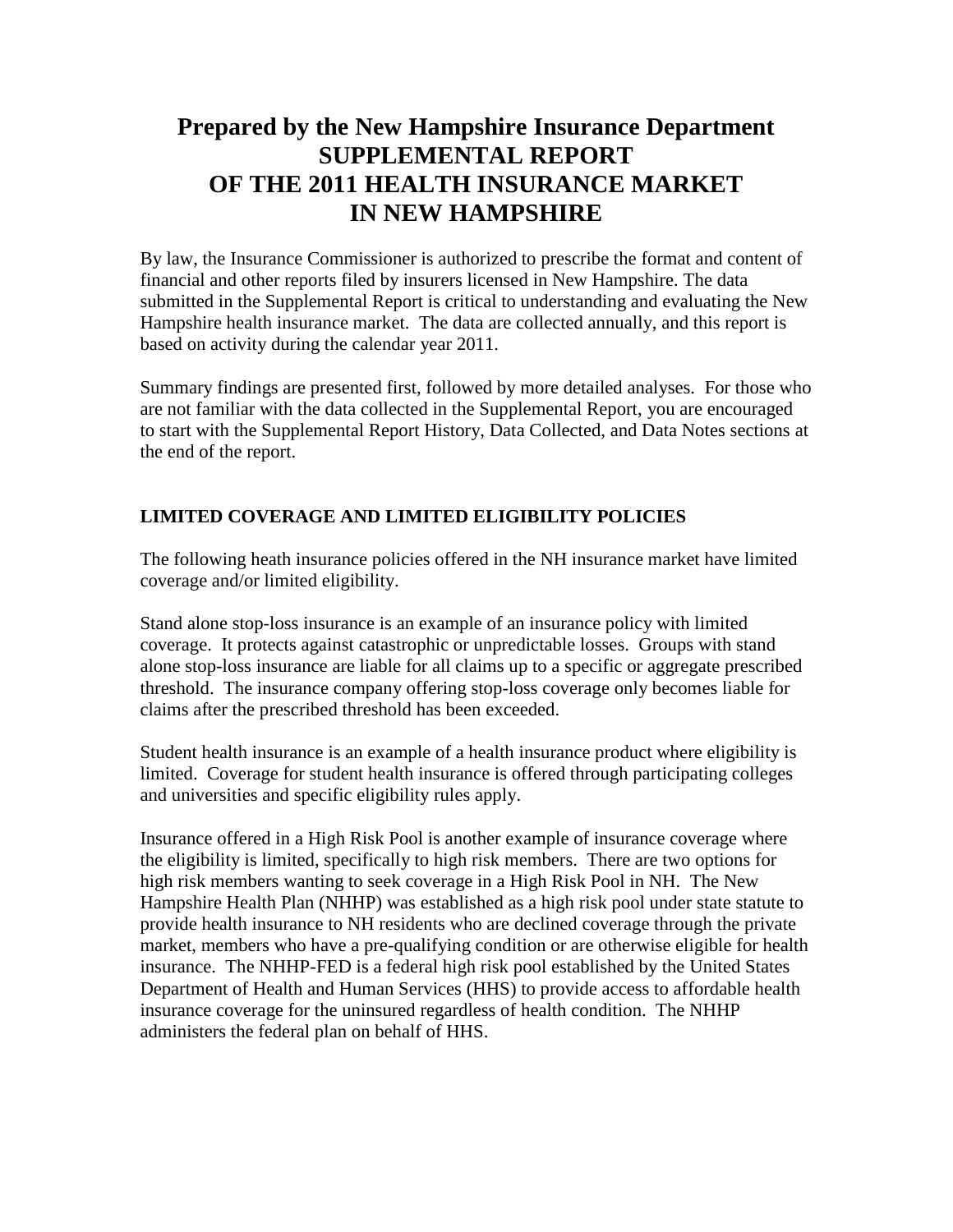# Prepared by the New Hampshire Insurance Department
# SUPPLEMENTAL REPORT
# OF THE 2011 HEALTH INSURANCE MARKET
# IN NEW HAMPSHIRE

By law, the Insurance Commissioner is authorized to prescribe the format and content of financial and other reports filed by insurers licensed in New Hampshire. The data submitted in the Supplemental Report is critical to understanding and evaluating the New Hampshire health insurance market. The data are collected annually, and this report is based on activity during the calendar year 2011.

Summary findings are presented first, followed by more detailed analyses. For those who are not familiar with the data collected in the Supplemental Report, you are encouraged to start with the Supplemental Report History, Data Collected, and Data Notes sections at the end of the report.

## LIMITED COVERAGE AND LIMITED ELIGIBILITY POLICIES

The following heath insurance policies offered in the NH insurance market have limited coverage and/or limited eligibility.

Stand alone stop-loss insurance is an example of an insurance policy with limited coverage. It protects against catastrophic or unpredictable losses. Groups with stand alone stop-loss insurance are liable for all claims up to a specific or aggregate prescribed threshold. The insurance company offering stop-loss coverage only becomes liable for claims after the prescribed threshold has been exceeded.

Student health insurance is an example of a health insurance product where eligibility is limited. Coverage for student health insurance is offered through participating colleges and universities and specific eligibility rules apply.

Insurance offered in a High Risk Pool is another example of insurance coverage where the eligibility is limited, specifically to high risk members. There are two options for high risk members wanting to seek coverage in a High Risk Pool in NH. The New Hampshire Health Plan (NHHP) was established as a high risk pool under state statute to provide health insurance to NH residents who are declined coverage through the private market, members who have a pre-qualifying condition or are otherwise eligible for health insurance. The NHHP-FED is a federal high risk pool established by the United States Department of Health and Human Services (HHS) to provide access to affordable health insurance coverage for the uninsured regardless of health condition. The NHHP administers the federal plan on behalf of HHS.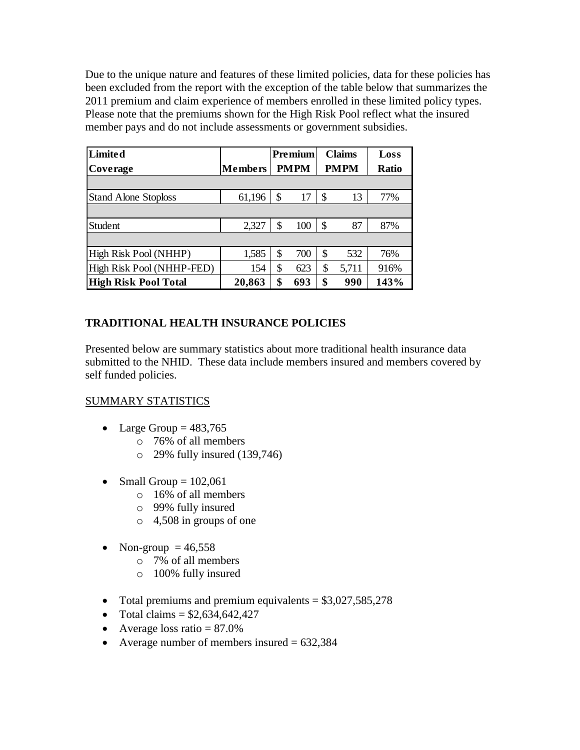Due to the unique nature and features of these limited policies, data for these policies has been excluded from the report with the exception of the table below that summarizes the 2011 premium and claim experience of members enrolled in these limited policy types. Please note that the premiums shown for the High Risk Pool reflect what the insured member pays and do not include assessments or government subsidies.

| Limited Coverage | Members | Premium PMPM | Claims PMPM | Loss Ratio |
|---|---|---|---|---|
| | | | | |
| Stand Alone Stoploss | 61,196 | $ 17 | $ 13 | 77% |
| | | | | |
| Student | 2,327 | $ 100 | $ 87 | 87% |
| | | | | |
| High Risk Pool (NHHP) | 1,585 | $ 700 | $ 532 | 76% |
| High Risk Pool (NHHP-FED) | 154 | $ 623 | $ 5,711 | 916% |
| **High Risk Pool Total** | **20,863** | **$ 693** | **$ 990** | **143%** |

## TRADITIONAL HEALTH INSURANCE POLICIES

Presented below are summary statistics about more traditional health insurance data submitted to the NHID. These data include members insured and members covered by self funded policies.

SUMMARY STATISTICS

- Large Group = 483,765
  - 76% of all members
  - 29% fully insured (139,746)

- Small Group = 102,061
  - 16% of all members
  - 99% fully insured
  - 4,508 in groups of one

- Non-group = 46,558
  - 7% of all members
  - 100% fully insured

- Total premiums and premium equivalents = $3,027,585,278
- Total claims = $2,634,642,427
- Average loss ratio = 87.0%
- Average number of members insured = 632,384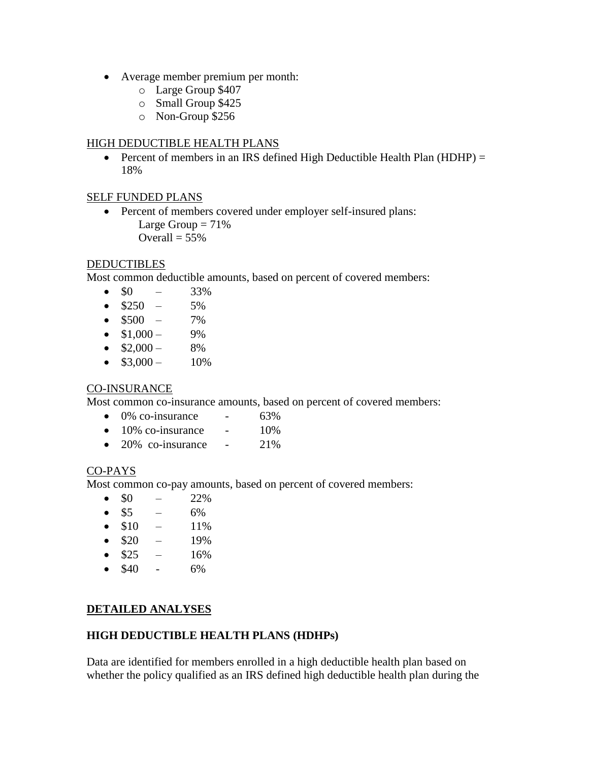- Average member premium per month:
  - Large Group $407
  - Small Group $425
  - Non-Group $256

HIGH DEDUCTIBLE HEALTH PLANS

- Percent of members in an IRS defined High Deductible Health Plan (HDHP) = 18%

SELF FUNDED PLANS

- Percent of members covered under employer self-insured plans:
  Large Group = 71%
  Overall = 55%

DEDUCTIBLES

Most common deductible amounts, based on percent of covered members:

- $0 – 33%
- $250 – 5%
- $500 – 7%
- $1,000 – 9%
- $2,000 – 8%
- $3,000 – 10%

CO-INSURANCE

Most common co-insurance amounts, based on percent of covered members:

- 0% co-insurance - 63%
- 10% co-insurance - 10%
- 20% co-insurance - 21%

CO-PAYS

Most common co-pay amounts, based on percent of covered members:

- $0 – 22%
- $5 – 6%
- $10 – 11%
- $20 – 19%
- $25 – 16%
- $40 - 6%

## DETAILED ANALYSES

### HIGH DEDUCTIBLE HEALTH PLANS (HDHPs)

Data are identified for members enrolled in a high deductible health plan based on whether the policy qualified as an IRS defined high deductible health plan during the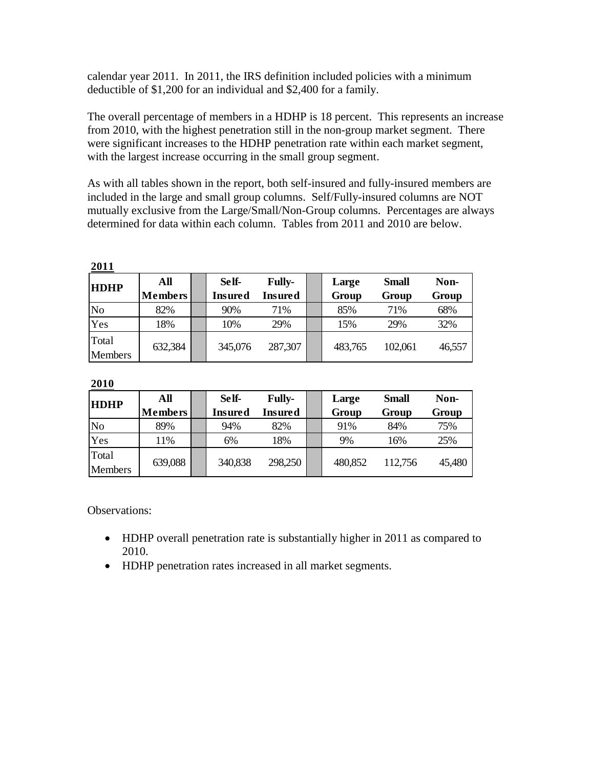calendar year 2011. In 2011, the IRS definition included policies with a minimum deductible of $1,200 for an individual and $2,400 for a family.

The overall percentage of members in a HDHP is 18 percent. This represents an increase from 2010, with the highest penetration still in the non-group market segment. There were significant increases to the HDHP penetration rate within each market segment, with the largest increase occurring in the small group segment.

As with all tables shown in the report, both self-insured and fully-insured members are included in the large and small group columns. Self/Fully-insured columns are NOT mutually exclusive from the Large/Small/Non-Group columns. Percentages are always determined for data within each column. Tables from 2011 and 2010 are below.

**2011**

| HDHP | All Members | | Self-Insured | Fully-Insured | | Large Group | Small Group | Non-Group |
|---|---|---|---|---|---|---|---|---|
| No | 82% | | 90% | 71% | | 85% | 71% | 68% |
| Yes | 18% | | 10% | 29% | | 15% | 29% | 32% |
| Total Members | 632,384 | | 345,076 | 287,307 | | 483,765 | 102,061 | 46,557 |

**2010**

| HDHP | All Members | | Self-Insured | Fully-Insured | | Large Group | Small Group | Non-Group |
|---|---|---|---|---|---|---|---|---|
| No | 89% | | 94% | 82% | | 91% | 84% | 75% |
| Yes | 11% | | 6% | 18% | | 9% | 16% | 25% |
| Total Members | 639,088 | | 340,838 | 298,250 | | 480,852 | 112,756 | 45,480 |

Observations:

- HDHP overall penetration rate is substantially higher in 2011 as compared to 2010.
- HDHP penetration rates increased in all market segments.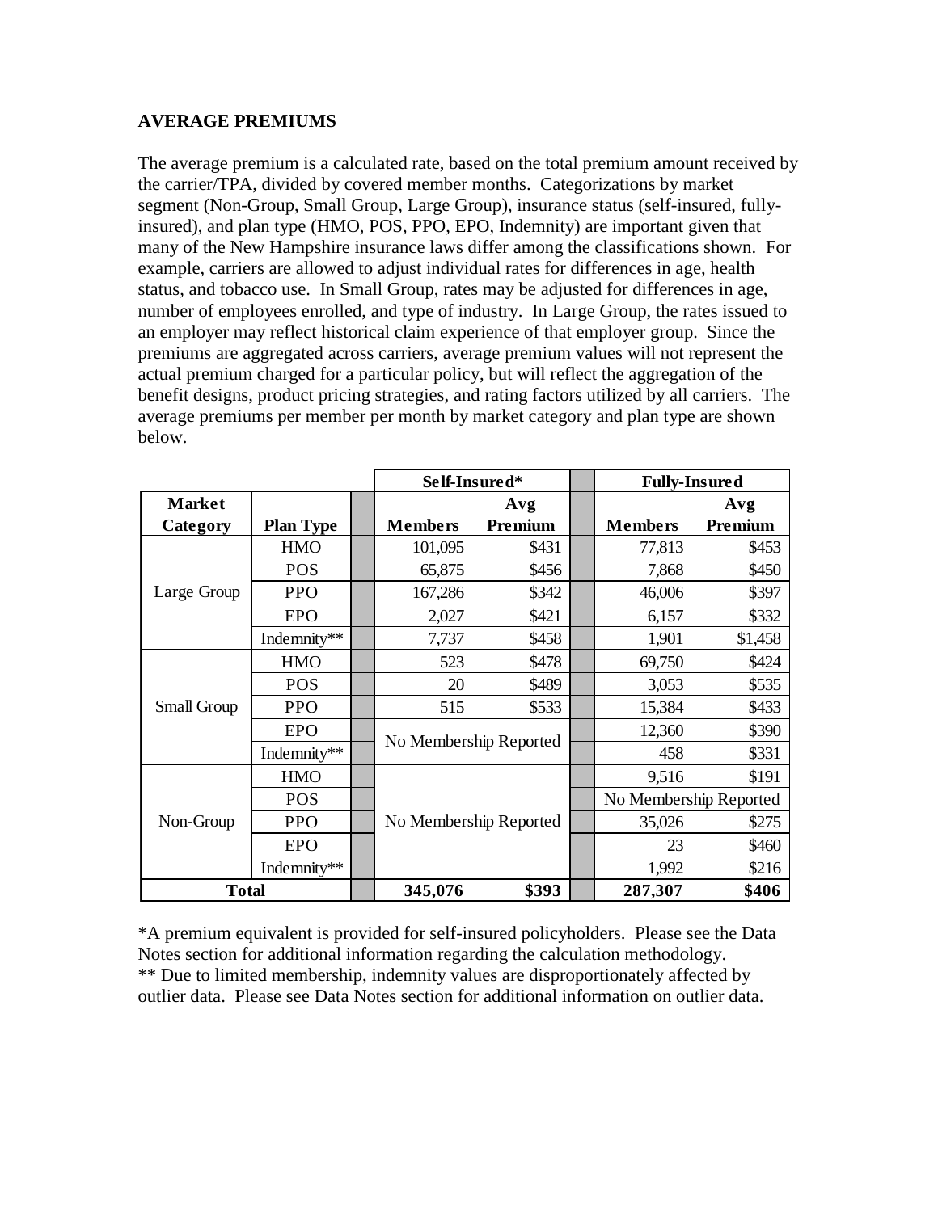## AVERAGE PREMIUMS

The average premium is a calculated rate, based on the total premium amount received by the carrier/TPA, divided by covered member months. Categorizations by market segment (Non-Group, Small Group, Large Group), insurance status (self-insured, fully-insured), and plan type (HMO, POS, PPO, EPO, Indemnity) are important given that many of the New Hampshire insurance laws differ among the classifications shown. For example, carriers are allowed to adjust individual rates for differences in age, health status, and tobacco use. In Small Group, rates may be adjusted for differences in age, number of employees enrolled, and type of industry. In Large Group, the rates issued to an employer may reflect historical claim experience of that employer group. Since the premiums are aggregated across carriers, average premium values will not represent the actual premium charged for a particular policy, but will reflect the aggregation of the benefit designs, product pricing strategies, and rating factors utilized by all carriers. The average premiums per member per month by market category and plan type are shown below.

| | | Self-Insured* | | Fully-Insured | |
|---|---|---|---|---|---|
| **Market Category** | **Plan Type** | **Members** | **Avg Premium** | **Members** | **Avg Premium** |
| Large Group | HMO | 101,095 | $431 | 77,813 | $453 |
| | POS | 65,875 | $456 | 7,868 | $450 |
| | PPO | 167,286 | $342 | 46,006 | $397 |
| | EPO | 2,027 | $421 | 6,157 | $332 |
| | Indemnity** | 7,737 | $458 | 1,901 | $1,458 |
| Small Group | HMO | 523 | $478 | 69,750 | $424 |
| | POS | 20 | $489 | 3,053 | $535 |
| | PPO | 515 | $533 | 15,384 | $433 |
| | EPO | No Membership Reported | | 12,360 | $390 |
| | Indemnity** | | | 458 | $331 |
| Non-Group | HMO | No Membership Reported | | 9,516 | $191 |
| | POS | | | No Membership Reported | |
| | PPO | | | 35,026 | $275 |
| | EPO | | | 23 | $460 |
| | Indemnity** | | | 1,992 | $216 |
| **Total** | | **345,076** | **$393** | **287,307** | **$406** |

*A premium equivalent is provided for self-insured policyholders. Please see the Data Notes section for additional information regarding the calculation methodology.
** Due to limited membership, indemnity values are disproportionately affected by outlier data. Please see Data Notes section for additional information on outlier data.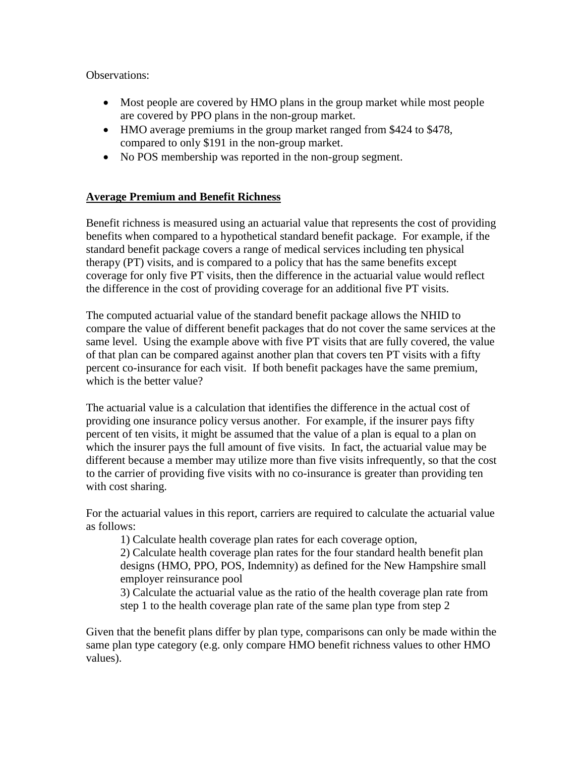Observations:

- Most people are covered by HMO plans in the group market while most people are covered by PPO plans in the non-group market.
- HMO average premiums in the group market ranged from $424 to $478, compared to only $191 in the non-group market.
- No POS membership was reported in the non-group segment.

## Average Premium and Benefit Richness

Benefit richness is measured using an actuarial value that represents the cost of providing benefits when compared to a hypothetical standard benefit package. For example, if the standard benefit package covers a range of medical services including ten physical therapy (PT) visits, and is compared to a policy that has the same benefits except coverage for only five PT visits, then the difference in the actuarial value would reflect the difference in the cost of providing coverage for an additional five PT visits.

The computed actuarial value of the standard benefit package allows the NHID to compare the value of different benefit packages that do not cover the same services at the same level. Using the example above with five PT visits that are fully covered, the value of that plan can be compared against another plan that covers ten PT visits with a fifty percent co-insurance for each visit. If both benefit packages have the same premium, which is the better value?

The actuarial value is a calculation that identifies the difference in the actual cost of providing one insurance policy versus another. For example, if the insurer pays fifty percent of ten visits, it might be assumed that the value of a plan is equal to a plan on which the insurer pays the full amount of five visits. In fact, the actuarial value may be different because a member may utilize more than five visits infrequently, so that the cost to the carrier of providing five visits with no co-insurance is greater than providing ten with cost sharing.

For the actuarial values in this report, carriers are required to calculate the actuarial value as follows:

1) Calculate health coverage plan rates for each coverage option,
2) Calculate health coverage plan rates for the four standard health benefit plan designs (HMO, PPO, POS, Indemnity) as defined for the New Hampshire small employer reinsurance pool
3) Calculate the actuarial value as the ratio of the health coverage plan rate from step 1 to the health coverage plan rate of the same plan type from step 2

Given that the benefit plans differ by plan type, comparisons can only be made within the same plan type category (e.g. only compare HMO benefit richness values to other HMO values).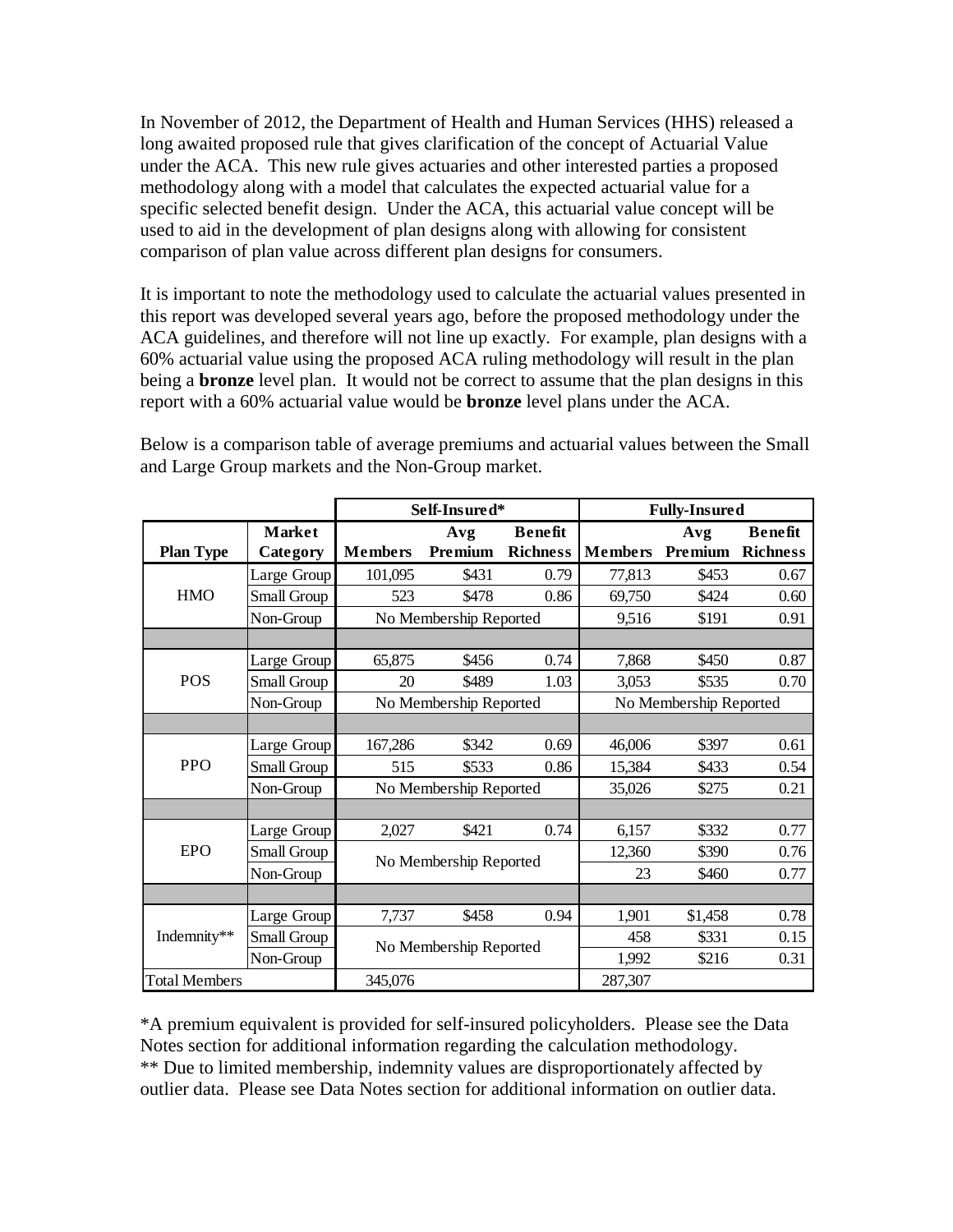In November of 2012, the Department of Health and Human Services (HHS) released a long awaited proposed rule that gives clarification of the concept of Actuarial Value under the ACA. This new rule gives actuaries and other interested parties a proposed methodology along with a model that calculates the expected actuarial value for a specific selected benefit design. Under the ACA, this actuarial value concept will be used to aid in the development of plan designs along with allowing for consistent comparison of plan value across different plan designs for consumers.

It is important to note the methodology used to calculate the actuarial values presented in this report was developed several years ago, before the proposed methodology under the ACA guidelines, and therefore will not line up exactly. For example, plan designs with a 60% actuarial value using the proposed ACA ruling methodology will result in the plan being a **bronze** level plan. It would not be correct to assume that the plan designs in this report with a 60% actuarial value would be **bronze** level plans under the ACA.

Below is a comparison table of average premiums and actuarial values between the Small and Large Group markets and the Non-Group market.

| | | Self-Insured* | | | Fully-Insured | | |
|---|---|---|---|---|---|---|---|
| **Plan Type** | **Market Category** | **Members** | **Avg Premium** | **Benefit Richness** | **Members** | **Avg Premium** | **Benefit Richness** |
| HMO | Large Group | 101,095 | $431 | 0.79 | 77,813 | $453 | 0.67 |
| | Small Group | 523 | $478 | 0.86 | 69,750 | $424 | 0.60 |
| | Non-Group | No Membership Reported | | | 9,516 | $191 | 0.91 |
| POS | Large Group | 65,875 | $456 | 0.74 | 7,868 | $450 | 0.87 |
| | Small Group | 20 | $489 | 1.03 | 3,053 | $535 | 0.70 |
| | Non-Group | No Membership Reported | | | No Membership Reported | | |
| PPO | Large Group | 167,286 | $342 | 0.69 | 46,006 | $397 | 0.61 |
| | Small Group | 515 | $533 | 0.86 | 15,384 | $433 | 0.54 |
| | Non-Group | No Membership Reported | | | 35,026 | $275 | 0.21 |
| EPO | Large Group | 2,027 | $421 | 0.74 | 6,157 | $332 | 0.77 |
| | Small Group | No Membership Reported | | | 12,360 | $390 | 0.76 |
| | Non-Group | | | | 23 | $460 | 0.77 |
| Indemnity** | Large Group | 7,737 | $458 | 0.94 | 1,901 | $1,458 | 0.78 |
| | Small Group | No Membership Reported | | | 458 | $331 | 0.15 |
| | Non-Group | | | | 1,992 | $216 | 0.31 |
| Total Members | | 345,076 | | | 287,307 | | |

*A premium equivalent is provided for self-insured policyholders. Please see the Data Notes section for additional information regarding the calculation methodology.
** Due to limited membership, indemnity values are disproportionately affected by outlier data. Please see Data Notes section for additional information on outlier data.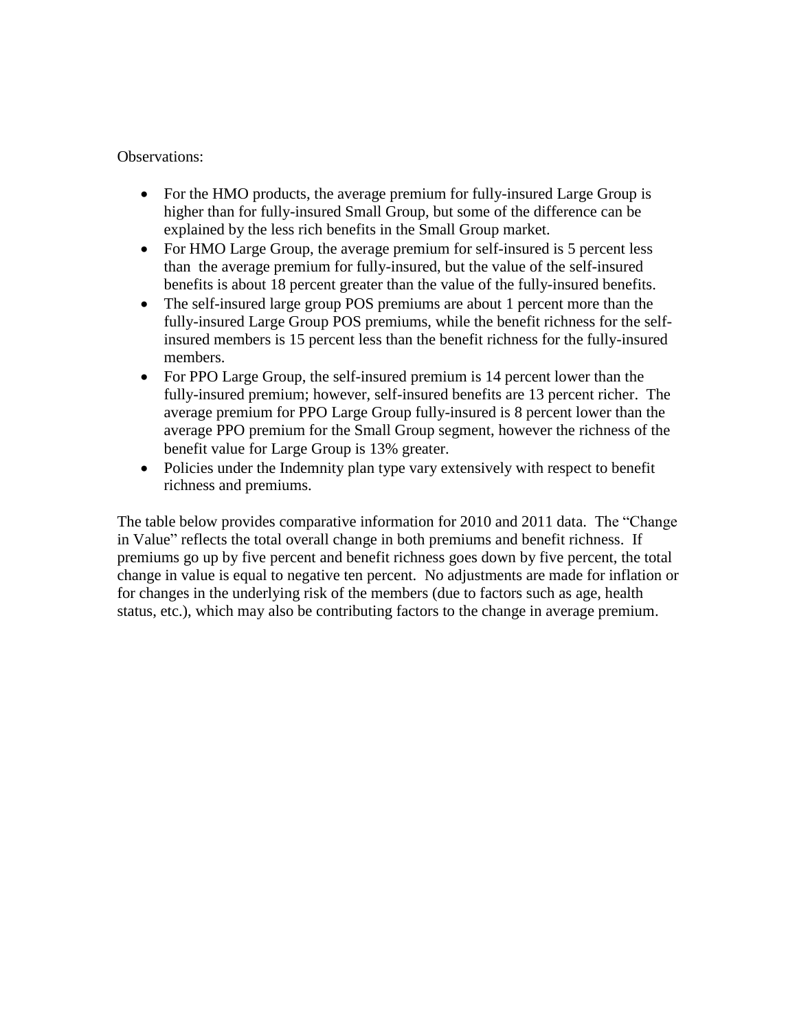Observations:

- For the HMO products, the average premium for fully-insured Large Group is higher than for fully-insured Small Group, but some of the difference can be explained by the less rich benefits in the Small Group market.
- For HMO Large Group, the average premium for self-insured is 5 percent less than the average premium for fully-insured, but the value of the self-insured benefits is about 18 percent greater than the value of the fully-insured benefits.
- The self-insured large group POS premiums are about 1 percent more than the fully-insured Large Group POS premiums, while the benefit richness for the self-insured members is 15 percent less than the benefit richness for the fully-insured members.
- For PPO Large Group, the self-insured premium is 14 percent lower than the fully-insured premium; however, self-insured benefits are 13 percent richer. The average premium for PPO Large Group fully-insured is 8 percent lower than the average PPO premium for the Small Group segment, however the richness of the benefit value for Large Group is 13% greater.
- Policies under the Indemnity plan type vary extensively with respect to benefit richness and premiums.

The table below provides comparative information for 2010 and 2011 data. The "Change in Value" reflects the total overall change in both premiums and benefit richness. If premiums go up by five percent and benefit richness goes down by five percent, the total change in value is equal to negative ten percent. No adjustments are made for inflation or for changes in the underlying risk of the members (due to factors such as age, health status, etc.), which may also be contributing factors to the change in average premium.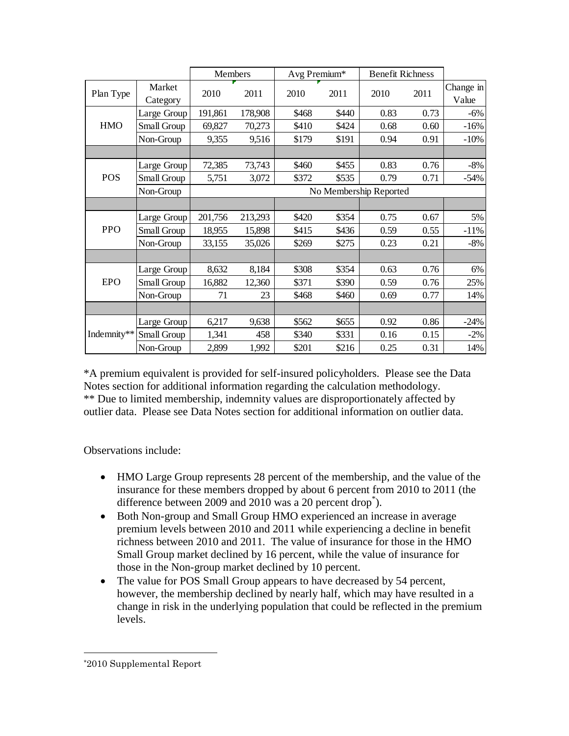| | | Members | | Avg Premium* | | Benefit Richness | | |
|---|---|---|---|---|---|---|---|---|
| Plan Type | Market Category | 2010 | 2011 | 2010 | 2011 | 2010 | 2011 | Change in Value |
| HMO | Large Group | 191,861 | 178,908 | $468 | $440 | 0.83 | 0.73 | -6% |
| | Small Group | 69,827 | 70,273 | $410 | $424 | 0.68 | 0.60 | -16% |
| | Non-Group | 9,355 | 9,516 | $179 | $191 | 0.94 | 0.91 | -10% |
| POS | Large Group | 72,385 | 73,743 | $460 | $455 | 0.83 | 0.76 | -8% |
| | Small Group | 5,751 | 3,072 | $372 | $535 | 0.79 | 0.71 | -54% |
| | Non-Group | No Membership Reported | | | | | | |
| PPO | Large Group | 201,756 | 213,293 | $420 | $354 | 0.75 | 0.67 | 5% |
| | Small Group | 18,955 | 15,898 | $415 | $436 | 0.59 | 0.55 | -11% |
| | Non-Group | 33,155 | 35,026 | $269 | $275 | 0.23 | 0.21 | -8% |
| EPO | Large Group | 8,632 | 8,184 | $308 | $354 | 0.63 | 0.76 | 6% |
| | Small Group | 16,882 | 12,360 | $371 | $390 | 0.59 | 0.76 | 25% |
| | Non-Group | 71 | 23 | $468 | $460 | 0.69 | 0.77 | 14% |
| Indemnity** | Large Group | 6,217 | 9,638 | $562 | $655 | 0.92 | 0.86 | -24% |
| | Small Group | 1,341 | 458 | $340 | $331 | 0.16 | 0.15 | -2% |
| | Non-Group | 2,899 | 1,992 | $201 | $216 | 0.25 | 0.31 | 14% |

*A premium equivalent is provided for self-insured policyholders. Please see the Data Notes section for additional information regarding the calculation methodology.
** Due to limited membership, indemnity values are disproportionately affected by outlier data. Please see Data Notes section for additional information on outlier data.

Observations include:

- HMO Large Group represents 28 percent of the membership, and the value of the insurance for these members dropped by about 6 percent from 2010 to 2011 (the difference between 2009 and 2010 was a 20 percent drop[*]).
- Both Non-group and Small Group HMO experienced an increase in average premium levels between 2010 and 2011 while experiencing a decline in benefit richness between 2010 and 2011. The value of insurance for those in the HMO Small Group market declined by 16 percent, while the value of insurance for those in the Non-group market declined by 10 percent.
- The value for POS Small Group appears to have decreased by 54 percent, however, the membership declined by nearly half, which may have resulted in a change in risk in the underlying population that could be reflected in the premium levels.

[*] 2010 Supplemental Report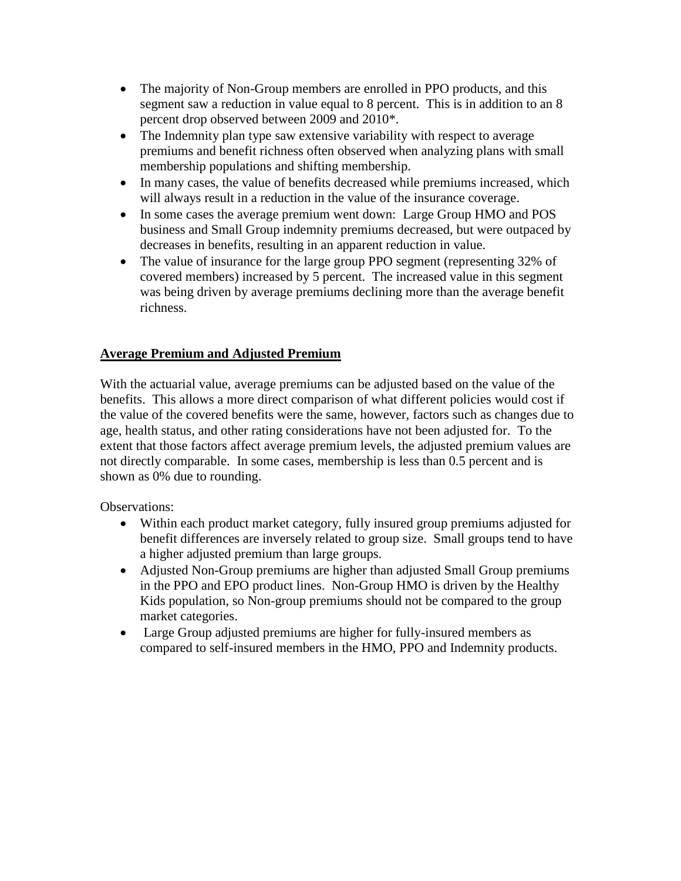- The majority of Non-Group members are enrolled in PPO products, and this segment saw a reduction in value equal to 8 percent. This is in addition to an 8 percent drop observed between 2009 and 2010*.
- The Indemnity plan type saw extensive variability with respect to average premiums and benefit richness often observed when analyzing plans with small membership populations and shifting membership.
- In many cases, the value of benefits decreased while premiums increased, which will always result in a reduction in the value of the insurance coverage.
- In some cases the average premium went down: Large Group HMO and POS business and Small Group indemnity premiums decreased, but were outpaced by decreases in benefits, resulting in an apparent reduction in value.
- The value of insurance for the large group PPO segment (representing 32% of covered members) increased by 5 percent. The increased value in this segment was being driven by average premiums declining more than the average benefit richness.

## Average Premium and Adjusted Premium

With the actuarial value, average premiums can be adjusted based on the value of the benefits. This allows a more direct comparison of what different policies would cost if the value of the covered benefits were the same, however, factors such as changes due to age, health status, and other rating considerations have not been adjusted for. To the extent that those factors affect average premium levels, the adjusted premium values are not directly comparable. In some cases, membership is less than 0.5 percent and is shown as 0% due to rounding.

Observations:

- Within each product market category, fully insured group premiums adjusted for benefit differences are inversely related to group size. Small groups tend to have a higher adjusted premium than large groups.
- Adjusted Non-Group premiums are higher than adjusted Small Group premiums in the PPO and EPO product lines. Non-Group HMO is driven by the Healthy Kids population, so Non-group premiums should not be compared to the group market categories.
- Large Group adjusted premiums are higher for fully-insured members as compared to self-insured members in the HMO, PPO and Indemnity products.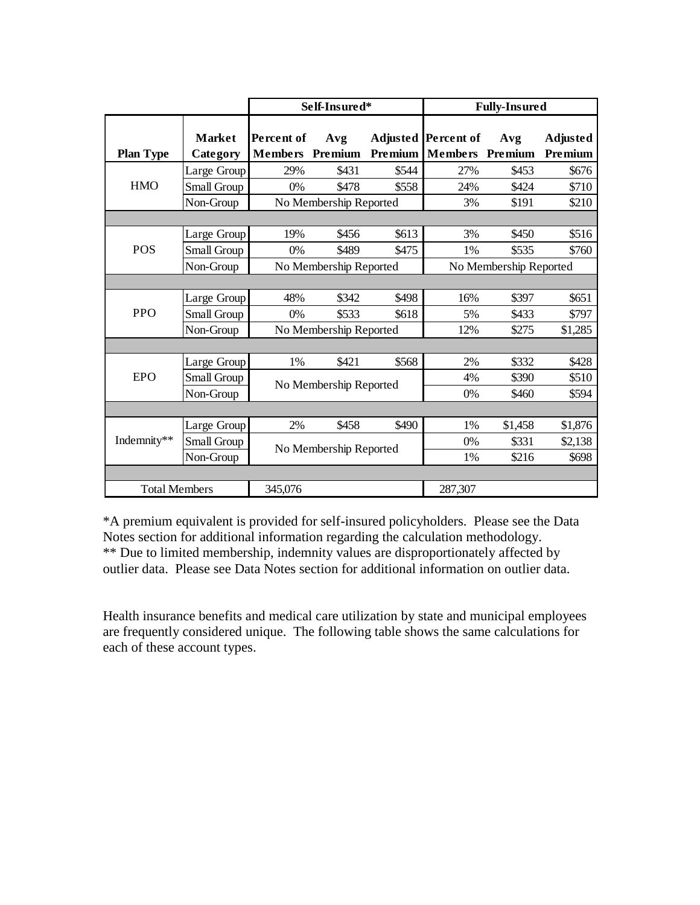| Plan Type | Market Category | Self-Insured* | | | Fully-Insured | | |
|---|---|---|---|---|---|---|---|
| | | Percent of Members | Avg Premium | Adjusted Premium | Percent of Members | Avg Premium | Adjusted Premium |
| HMO | Large Group | 29% | $431 | $544 | 27% | $453 | $676 |
| | Small Group | 0% | $478 | $558 | 24% | $424 | $710 |
| | Non-Group | No Membership Reported | | | 3% | $191 | $210 |
| POS | Large Group | 19% | $456 | $613 | 3% | $450 | $516 |
| | Small Group | 0% | $489 | $475 | 1% | $535 | $760 |
| | Non-Group | No Membership Reported | | | No Membership Reported | | |
| PPO | Large Group | 48% | $342 | $498 | 16% | $397 | $651 |
| | Small Group | 0% | $533 | $618 | 5% | $433 | $797 |
| | Non-Group | No Membership Reported | | | 12% | $275 | $1,285 |
| EPO | Large Group | 1% | $421 | $568 | 2% | $332 | $428 |
| | Small Group | No Membership Reported | | | 4% | $390 | $510 |
| | Non-Group | | | | 0% | $460 | $594 |
| Indemnity** | Large Group | 2% | $458 | $490 | 1% | $1,458 | $1,876 |
| | Small Group | No Membership Reported | | | 0% | $331 | $2,138 |
| | Non-Group | | | | 1% | $216 | $698 |
| Total Members | | 345,076 | | | 287,307 | | |

*A premium equivalent is provided for self-insured policyholders. Please see the Data Notes section for additional information regarding the calculation methodology.
** Due to limited membership, indemnity values are disproportionately affected by outlier data. Please see Data Notes section for additional information on outlier data.

Health insurance benefits and medical care utilization by state and municipal employees are frequently considered unique. The following table shows the same calculations for each of these account types.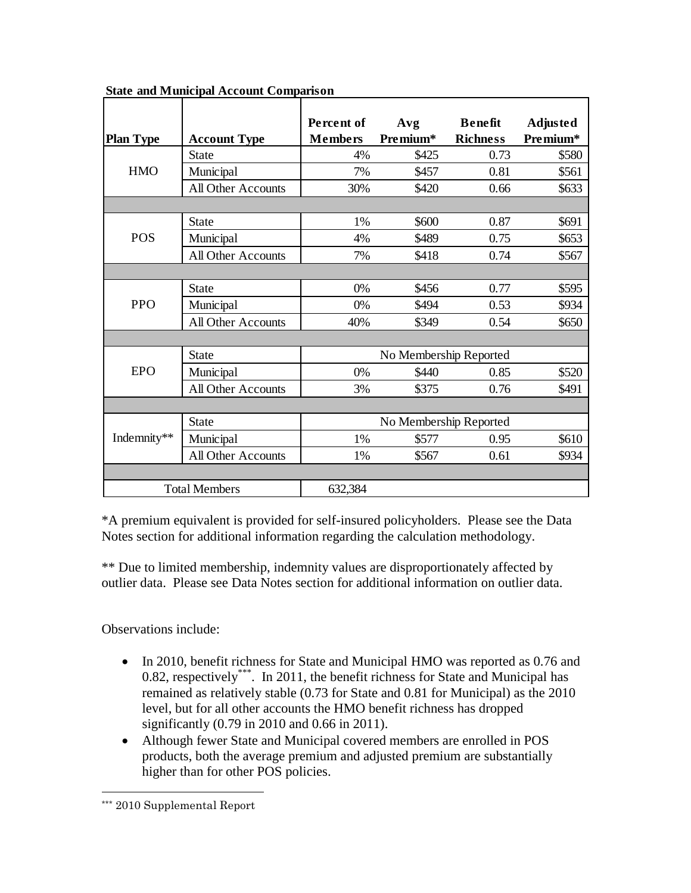**State and Municipal Account Comparison**

| Plan Type | Account Type | Percent of Members | Avg Premium* | Benefit Richness | Adjusted Premium* |
|---|---|---|---|---|---|
| HMO | State | 4% | $425 | 0.73 | $580 |
| | Municipal | 7% | $457 | 0.81 | $561 |
| | All Other Accounts | 30% | $420 | 0.66 | $633 |
| POS | State | 1% | $600 | 0.87 | $691 |
| | Municipal | 4% | $489 | 0.75 | $653 |
| | All Other Accounts | 7% | $418 | 0.74 | $567 |
| PPO | State | 0% | $456 | 0.77 | $595 |
| | Municipal | 0% | $494 | 0.53 | $934 |
| | All Other Accounts | 40% | $349 | 0.54 | $650 |
| EPO | State | No Membership Reported | | | |
| | Municipal | 0% | $440 | 0.85 | $520 |
| | All Other Accounts | 3% | $375 | 0.76 | $491 |
| Indemnity** | State | No Membership Reported | | | |
| | Municipal | 1% | $577 | 0.95 | $610 |
| | All Other Accounts | 1% | $567 | 0.61 | $934 |
| Total Members | | 632,384 | | | |

*A premium equivalent is provided for self-insured policyholders. Please see the Data Notes section for additional information regarding the calculation methodology.

** Due to limited membership, indemnity values are disproportionately affected by outlier data. Please see Data Notes section for additional information on outlier data.

Observations include:

- In 2010, benefit richness for State and Municipal HMO was reported as 0.76 and 0.82, respectively***. In 2011, the benefit richness for State and Municipal has remained as relatively stable (0.73 for State and 0.81 for Municipal) as the 2010 level, but for all other accounts the HMO benefit richness has dropped significantly (0.79 in 2010 and 0.66 in 2011).
- Although fewer State and Municipal covered members are enrolled in POS products, both the average premium and adjusted premium are substantially higher than for other POS policies.

*** 2010 Supplemental Report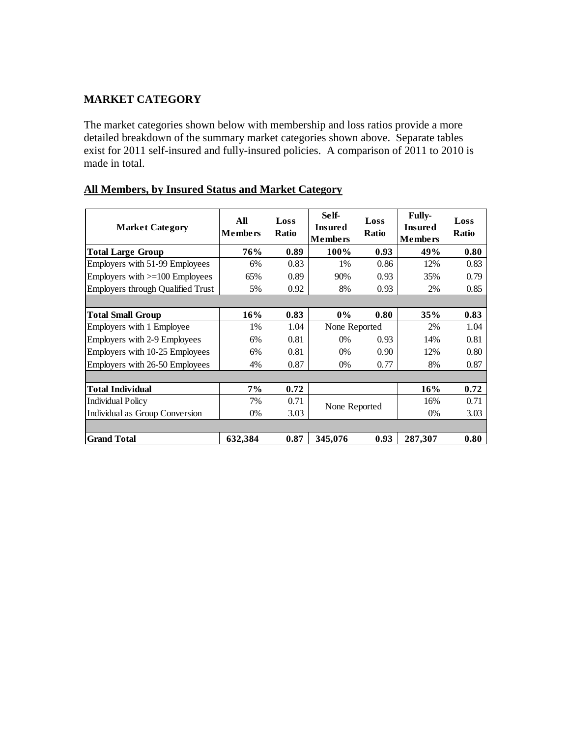## MARKET CATEGORY

The market categories shown below with membership and loss ratios provide a more detailed breakdown of the summary market categories shown above. Separate tables exist for 2011 self-insured and fully-insured policies. A comparison of 2011 to 2010 is made in total.

### All Members, by Insured Status and Market Category

| Market Category | All Members | Loss Ratio | Self-Insured Members | Loss Ratio | Fully-Insured Members | Loss Ratio |
|---|---|---|---|---|---|---|
| **Total Large Group** | **76%** | **0.89** | **100%** | **0.93** | **49%** | **0.80** |
| Employers with 51-99 Employees | 6% | 0.83 | 1% | 0.86 | 12% | 0.83 |
| Employers with >=100 Employees | 65% | 0.89 | 90% | 0.93 | 35% | 0.79 |
| Employers through Qualified Trust | 5% | 0.92 | 8% | 0.93 | 2% | 0.85 |
| | | | | | | |
| **Total Small Group** | **16%** | **0.83** | **0%** | **0.80** | **35%** | **0.83** |
| Employers with 1 Employee | 1% | 1.04 | None Reported | | 2% | 1.04 |
| Employers with 2-9 Employees | 6% | 0.81 | 0% | 0.93 | 14% | 0.81 |
| Employers with 10-25 Employees | 6% | 0.81 | 0% | 0.90 | 12% | 0.80 |
| Employers with 26-50 Employees | 4% | 0.87 | 0% | 0.77 | 8% | 0.87 |
| | | | | | | |
| **Total Individual** | **7%** | **0.72** | | | **16%** | **0.72** |
| Individual Policy | 7% | 0.71 | None Reported | | 16% | 0.71 |
| Individual as Group Conversion | 0% | 3.03 | | | 0% | 3.03 |
| | | | | | | |
| **Grand Total** | **632,384** | **0.87** | **345,076** | **0.93** | **287,307** | **0.80** |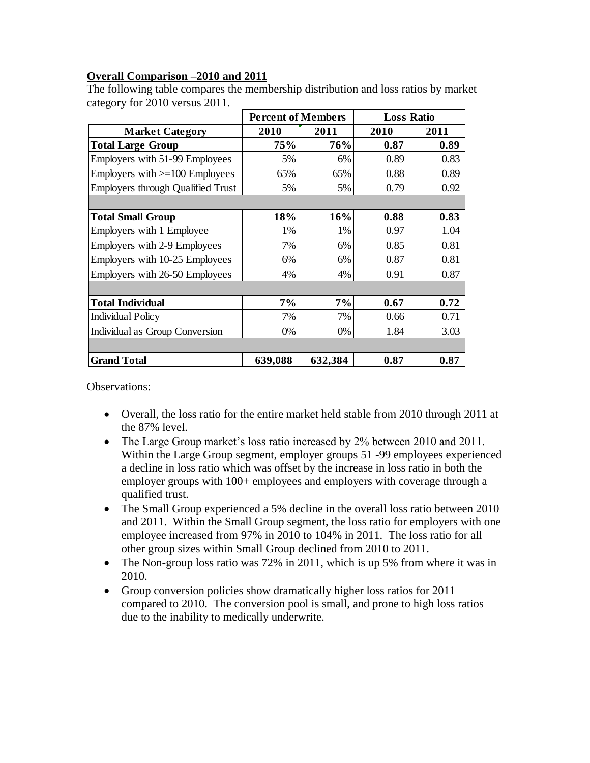**Overall Comparison –2010 and 2011**

The following table compares the membership distribution and loss ratios by market category for 2010 versus 2011.

| | Percent of Members | | Loss Ratio | |
|---|---|---|---|---|
| **Market Category** | **2010** | **2011** | **2010** | **2011** |
| **Total Large Group** | **75%** | **76%** | **0.87** | **0.89** |
| Employers with 51-99 Employees | 5% | 6% | 0.89 | 0.83 |
| Employers with >=100 Employees | 65% | 65% | 0.88 | 0.89 |
| Employers through Qualified Trust | 5% | 5% | 0.79 | 0.92 |
| | | | | |
| **Total Small Group** | **18%** | **16%** | **0.88** | **0.83** |
| Employers with 1 Employee | 1% | 1% | 0.97 | 1.04 |
| Employers with 2-9 Employees | 7% | 6% | 0.85 | 0.81 |
| Employers with 10-25 Employees | 6% | 6% | 0.87 | 0.81 |
| Employers with 26-50 Employees | 4% | 4% | 0.91 | 0.87 |
| | | | | |
| **Total Individual** | **7%** | **7%** | **0.67** | **0.72** |
| Individual Policy | 7% | 7% | 0.66 | 0.71 |
| Individual as Group Conversion | 0% | 0% | 1.84 | 3.03 |
| | | | | |
| **Grand Total** | **639,088** | **632,384** | **0.87** | **0.87** |

Observations:

- Overall, the loss ratio for the entire market held stable from 2010 through 2011 at the 87% level.
- The Large Group market's loss ratio increased by 2% between 2010 and 2011. Within the Large Group segment, employer groups 51 -99 employees experienced a decline in loss ratio which was offset by the increase in loss ratio in both the employer groups with 100+ employees and employers with coverage through a qualified trust.
- The Small Group experienced a 5% decline in the overall loss ratio between 2010 and 2011. Within the Small Group segment, the loss ratio for employers with one employee increased from 97% in 2010 to 104% in 2011. The loss ratio for all other group sizes within Small Group declined from 2010 to 2011.
- The Non-group loss ratio was 72% in 2011, which is up 5% from where it was in 2010.
- Group conversion policies show dramatically higher loss ratios for 2011 compared to 2010. The conversion pool is small, and prone to high loss ratios due to the inability to medically underwrite.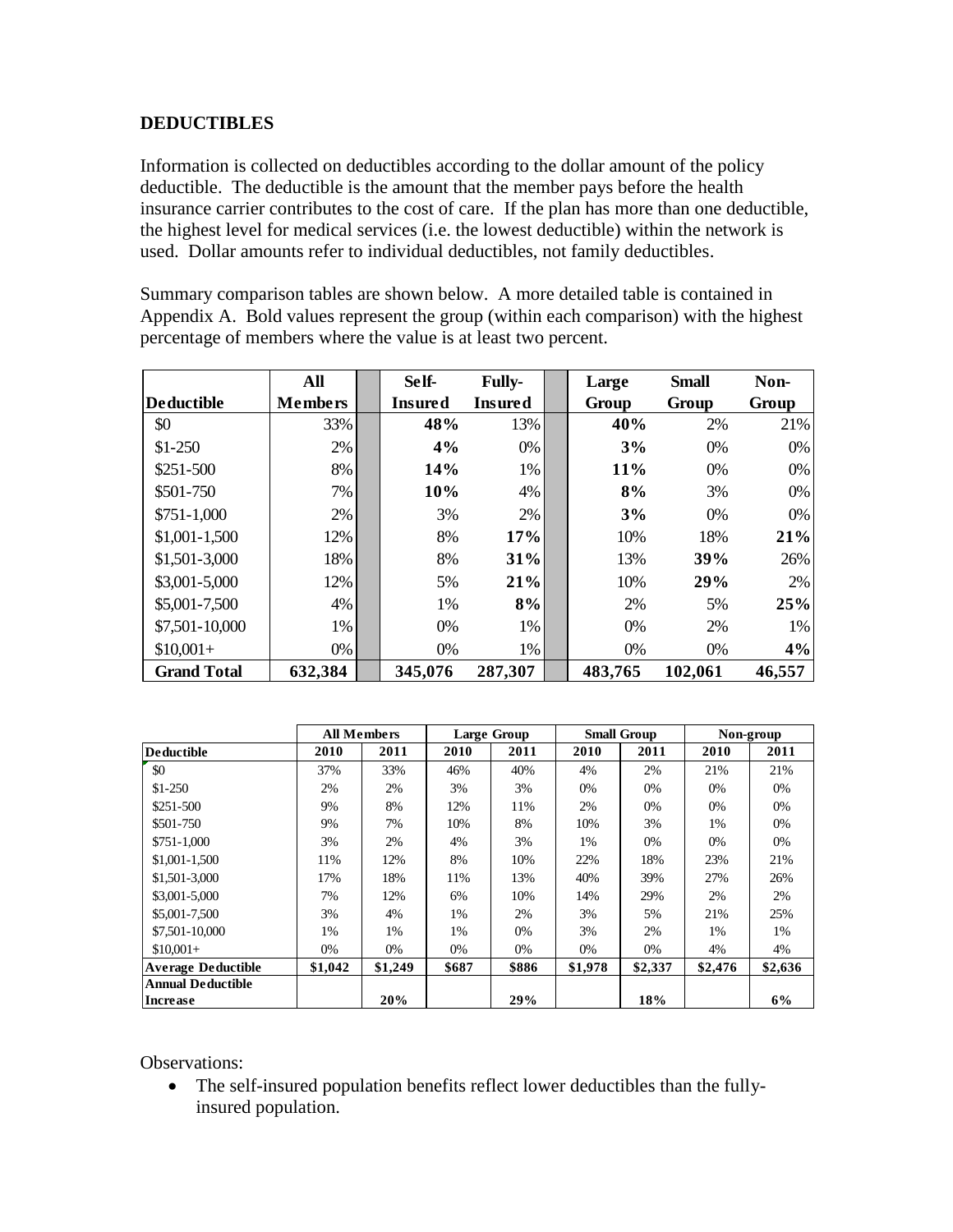## DEDUCTIBLES

Information is collected on deductibles according to the dollar amount of the policy deductible. The deductible is the amount that the member pays before the health insurance carrier contributes to the cost of care. If the plan has more than one deductible, the highest level for medical services (i.e. the lowest deductible) within the network is used. Dollar amounts refer to individual deductibles, not family deductibles.

Summary comparison tables are shown below. A more detailed table is contained in Appendix A. Bold values represent the group (within each comparison) with the highest percentage of members where the value is at least two percent.

| Deductible | All Members | Self-Insured | Fully-Insured | Large Group | Small Group | Non-Group |
|---|---|---|---|---|---|---|
| $0 | 33% | **48%** | 13% | **40%** | 2% | 21% |
| $1-250 | 2% | **4%** | 0% | **3%** | 0% | 0% |
| $251-500 | 8% | **14%** | 1% | **11%** | 0% | 0% |
| $501-750 | 7% | **10%** | 4% | **8%** | 3% | 0% |
| $751-1,000 | 2% | 3% | 2% | **3%** | 0% | 0% |
| $1,001-1,500 | 12% | 8% | **17%** | 10% | 18% | **21%** |
| $1,501-3,000 | 18% | 8% | **31%** | 13% | **39%** | 26% |
| $3,001-5,000 | 12% | 5% | **21%** | 10% | **29%** | 2% |
| $5,001-7,500 | 4% | 1% | **8%** | 2% | 5% | **25%** |
| $7,501-10,000 | 1% | 0% | 1% | 0% | 2% | 1% |
| $10,001+ | 0% | 0% | 1% | 0% | 0% | **4%** |
| **Grand Total** | **632,384** | **345,076** | **287,307** | **483,765** | **102,061** | **46,557** |

| | All Members | | Large Group | | Small Group | | Non-group | |
|---|---|---|---|---|---|---|---|---|
| **Deductible** | **2010** | **2011** | **2010** | **2011** | **2010** | **2011** | **2010** | **2011** |
| $0 | 37% | 33% | 46% | 40% | 4% | 2% | 21% | 21% |
| $1-250 | 2% | 2% | 3% | 3% | 0% | 0% | 0% | 0% |
| $251-500 | 9% | 8% | 12% | 11% | 2% | 0% | 0% | 0% |
| $501-750 | 9% | 7% | 10% | 8% | 10% | 3% | 1% | 0% |
| $751-1,000 | 3% | 2% | 4% | 3% | 1% | 0% | 0% | 0% |
| $1,001-1,500 | 11% | 12% | 8% | 10% | 22% | 18% | 23% | 21% |
| $1,501-3,000 | 17% | 18% | 11% | 13% | 40% | 39% | 27% | 26% |
| $3,001-5,000 | 7% | 12% | 6% | 10% | 14% | 29% | 2% | 2% |
| $5,001-7,500 | 3% | 4% | 1% | 2% | 3% | 5% | 21% | 25% |
| $7,501-10,000 | 1% | 1% | 1% | 0% | 3% | 2% | 1% | 1% |
| $10,001+ | 0% | 0% | 0% | 0% | 0% | 0% | 4% | 4% |
| **Average Deductible** | **$1,042** | **$1,249** | **$687** | **$886** | **$1,978** | **$2,337** | **$2,476** | **$2,636** |
| **Annual Deductible Increase** | | **20%** | | **29%** | | **18%** | | **6%** |

Observations:

- The self-insured population benefits reflect lower deductibles than the fully-insured population.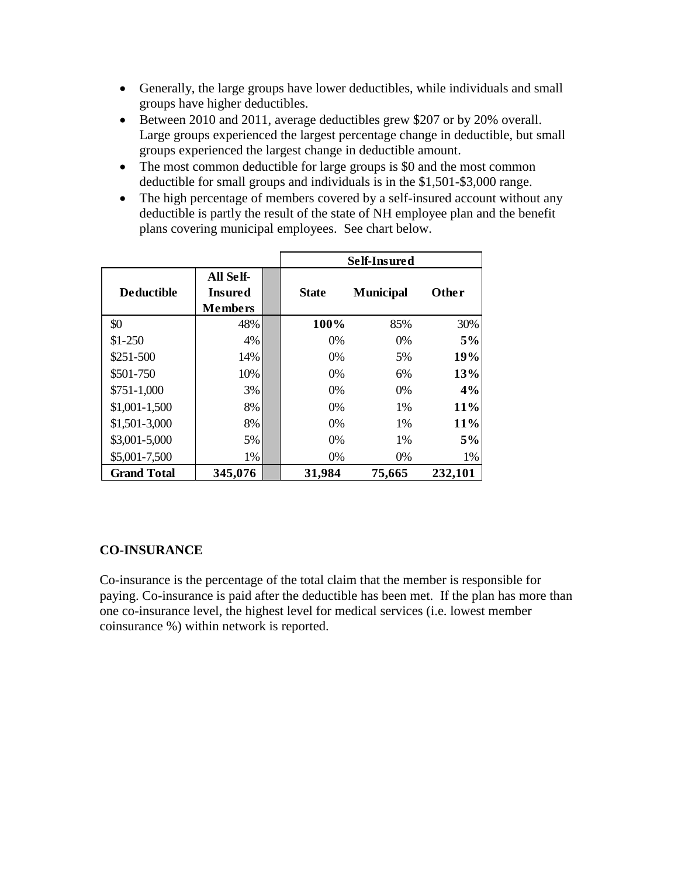- Generally, the large groups have lower deductibles, while individuals and small groups have higher deductibles.
- Between 2010 and 2011, average deductibles grew $207 or by 20% overall. Large groups experienced the largest percentage change in deductible, but small groups experienced the largest change in deductible amount.
- The most common deductible for large groups is $0 and the most common deductible for small groups and individuals is in the $1,501-$3,000 range.
- The high percentage of members covered by a self-insured account without any deductible is partly the result of the state of NH employee plan and the benefit plans covering municipal employees. See chart below.

| | | | Self-Insured | | |
|---|---|---|---|---|---|
| **Deductible** | **All Self-Insured Members** | | **State** | **Municipal** | **Other** |
| $0 | 48% | | **100%** | 85% | 30% |
| $1-250 | 4% | | 0% | 0% | **5%** |
| $251-500 | 14% | | 0% | 5% | **19%** |
| $501-750 | 10% | | 0% | 6% | **13%** |
| $751-1,000 | 3% | | 0% | 0% | **4%** |
| $1,001-1,500 | 8% | | 0% | 1% | **11%** |
| $1,501-3,000 | 8% | | 0% | 1% | **11%** |
| $3,001-5,000 | 5% | | 0% | 1% | **5%** |
| $5,001-7,500 | 1% | | 0% | 0% | 1% |
| **Grand Total** | **345,076** | | **31,984** | **75,665** | **232,101** |

**CO-INSURANCE**

Co-insurance is the percentage of the total claim that the member is responsible for paying. Co-insurance is paid after the deductible has been met. If the plan has more than one co-insurance level, the highest level for medical services (i.e. lowest member coinsurance %) within network is reported.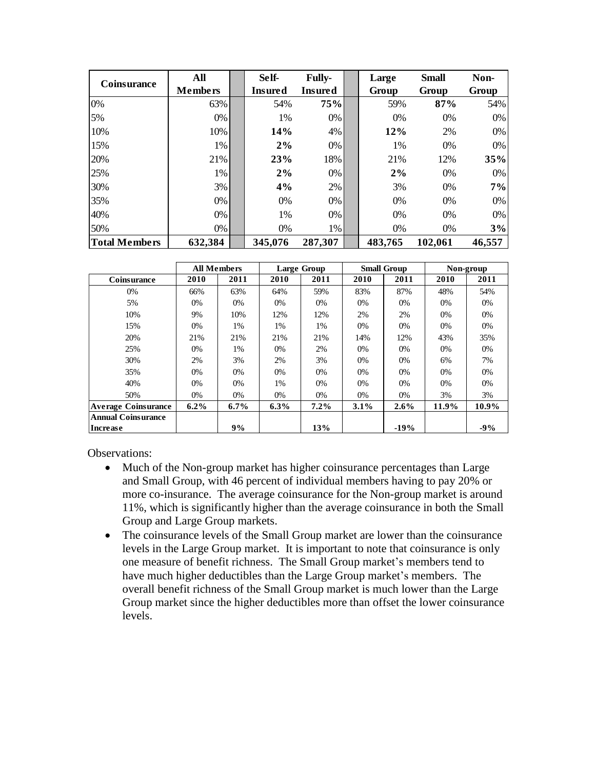| Coinsurance | All Members | | Self-Insured | Fully-Insured | | Large Group | Small Group | Non-Group |
|---|---|---|---|---|---|---|---|---|
| 0% | 63% | | 54% | **75%** | | 59% | **87%** | 54% |
| 5% | 0% | | 1% | 0% | | 0% | 0% | 0% |
| 10% | 10% | | **14%** | 4% | | **12%** | 2% | 0% |
| 15% | 1% | | **2%** | 0% | | 1% | 0% | 0% |
| 20% | 21% | | **23%** | 18% | | 21% | 12% | **35%** |
| 25% | 1% | | **2%** | 0% | | **2%** | 0% | 0% |
| 30% | 3% | | **4%** | 2% | | 3% | 0% | **7%** |
| 35% | 0% | | 0% | 0% | | 0% | 0% | 0% |
| 40% | 0% | | 1% | 0% | | 0% | 0% | 0% |
| 50% | 0% | | 0% | 1% | | 0% | 0% | **3%** |
| **Total Members** | **632,384** | | **345,076** | **287,307** | | **483,765** | **102,061** | **46,557** |

| | All Members | | Large Group | | Small Group | | Non-group | |
|---|---|---|---|---|---|---|---|---|
| **Coinsurance** | **2010** | **2011** | **2010** | **2011** | **2010** | **2011** | **2010** | **2011** |
| 0% | 66% | 63% | 64% | 59% | 83% | 87% | 48% | 54% |
| 5% | 0% | 0% | 0% | 0% | 0% | 0% | 0% | 0% |
| 10% | 9% | 10% | 12% | 12% | 2% | 2% | 0% | 0% |
| 15% | 0% | 1% | 1% | 1% | 0% | 0% | 0% | 0% |
| 20% | 21% | 21% | 21% | 21% | 14% | 12% | 43% | 35% |
| 25% | 0% | 1% | 0% | 2% | 0% | 0% | 0% | 0% |
| 30% | 2% | 3% | 2% | 3% | 0% | 0% | 6% | 7% |
| 35% | 0% | 0% | 0% | 0% | 0% | 0% | 0% | 0% |
| 40% | 0% | 0% | 1% | 0% | 0% | 0% | 0% | 0% |
| 50% | 0% | 0% | 0% | 0% | 0% | 0% | 3% | 3% |
| **Average Coinsurance** | **6.2%** | **6.7%** | **6.3%** | **7.2%** | **3.1%** | **2.6%** | **11.9%** | **10.9%** |
| **Annual Coinsurance Increase** | | **9%** | | **13%** | | **-19%** | | **-9%** |

Observations:

- Much of the Non-group market has higher coinsurance percentages than Large and Small Group, with 46 percent of individual members having to pay 20% or more co-insurance. The average coinsurance for the Non-group market is around 11%, which is significantly higher than the average coinsurance in both the Small Group and Large Group markets.
- The coinsurance levels of the Small Group market are lower than the coinsurance levels in the Large Group market. It is important to note that coinsurance is only one measure of benefit richness. The Small Group market's members tend to have much higher deductibles than the Large Group market's members. The overall benefit richness of the Small Group market is much lower than the Large Group market since the higher deductibles more than offset the lower coinsurance levels.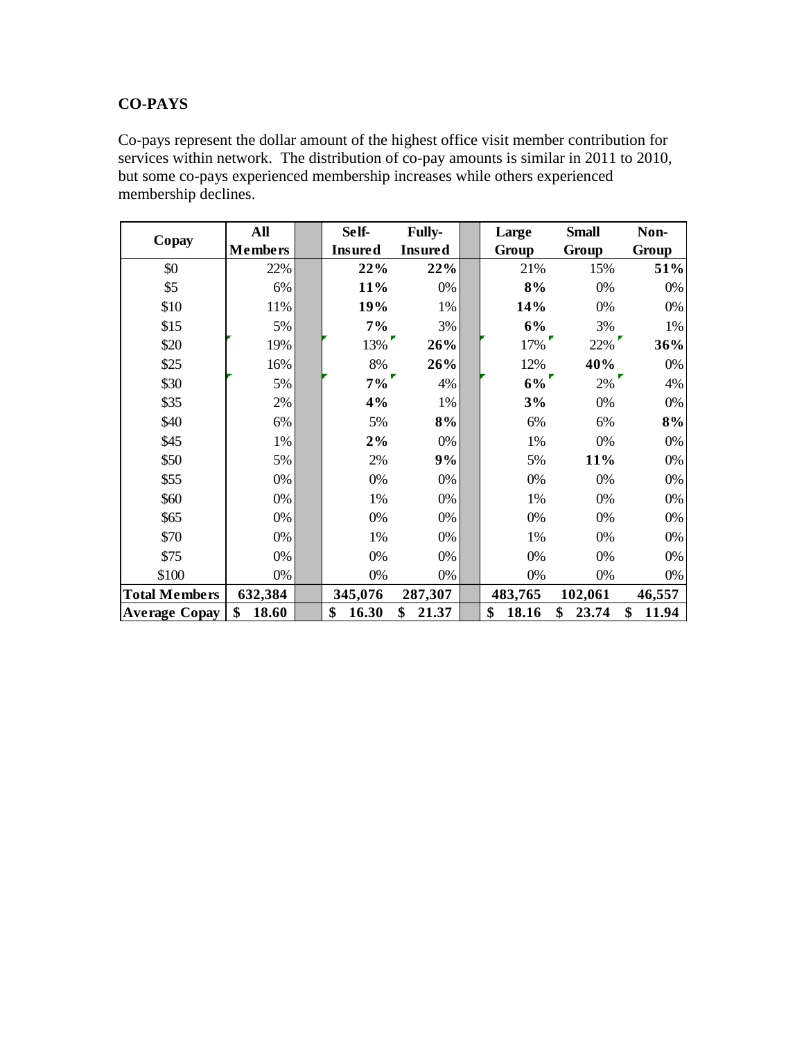## CO-PAYS

Co-pays represent the dollar amount of the highest office visit member contribution for services within network. The distribution of co-pay amounts is similar in 2011 to 2010, but some co-pays experienced membership increases while others experienced membership declines.

| Copay | All Members | | Self-Insured | Fully-Insured | | Large Group | Small Group | Non-Group |
|---|---|---|---|---|---|---|---|---|
| $0 | 22% | | **22%** | **22%** | | 21% | 15% | **51%** |
| $5 | 6% | | **11%** | 0% | | **8%** | 0% | 0% |
| $10 | 11% | | **19%** | 1% | | **14%** | 0% | 0% |
| $15 | 5% | | **7%** | 3% | | **6%** | 3% | 1% |
| $20 | 19% | | 13% | **26%** | | 17% | 22% | **36%** |
| $25 | 16% | | 8% | **26%** | | 12% | **40%** | 0% |
| $30 | 5% | | **7%** | 4% | | **6%** | 2% | 4% |
| $35 | 2% | | **4%** | 1% | | **3%** | 0% | 0% |
| $40 | 6% | | 5% | **8%** | | 6% | 6% | **8%** |
| $45 | 1% | | **2%** | 0% | | 1% | 0% | 0% |
| $50 | 5% | | 2% | **9%** | | 5% | **11%** | 0% |
| $55 | 0% | | 0% | 0% | | 0% | 0% | 0% |
| $60 | 0% | | 1% | 0% | | 1% | 0% | 0% |
| $65 | 0% | | 0% | 0% | | 0% | 0% | 0% |
| $70 | 0% | | 1% | 0% | | 1% | 0% | 0% |
| $75 | 0% | | 0% | 0% | | 0% | 0% | 0% |
| $100 | 0% | | 0% | 0% | | 0% | 0% | 0% |
| **Total Members** | **632,384** | | **345,076** | **287,307** | | **483,765** | **102,061** | **46,557** |
| **Average Copay** | **$ 18.60** | | **$ 16.30** | **$ 21.37** | | **$ 18.16** | **$ 23.74** | **$ 11.94** |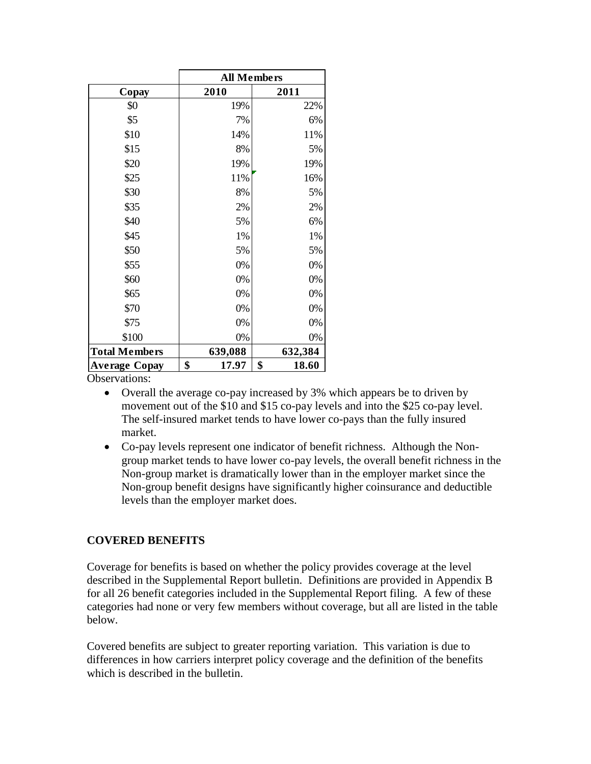| | All Members | |
|---|---|---|
| Copay | 2010 | 2011 |
| $0 | 19% | 22% |
| $5 | 7% | 6% |
| $10 | 14% | 11% |
| $15 | 8% | 5% |
| $20 | 19% | 19% |
| $25 | 11% | 16% |
| $30 | 8% | 5% |
| $35 | 2% | 2% |
| $40 | 5% | 6% |
| $45 | 1% | 1% |
| $50 | 5% | 5% |
| $55 | 0% | 0% |
| $60 | 0% | 0% |
| $65 | 0% | 0% |
| $70 | 0% | 0% |
| $75 | 0% | 0% |
| $100 | 0% | 0% |
| **Total Members** | **639,088** | **632,384** |
| **Average Copay** | **$ 17.97** | **$ 18.60** |

Observations:

- Overall the average co-pay increased by 3% which appears be to driven by movement out of the $10 and $15 co-pay levels and into the $25 co-pay level. The self-insured market tends to have lower co-pays than the fully insured market.
- Co-pay levels represent one indicator of benefit richness. Although the Non-group market tends to have lower co-pay levels, the overall benefit richness in the Non-group market is dramatically lower than in the employer market since the Non-group benefit designs have significantly higher coinsurance and deductible levels than the employer market does.

## COVERED BENEFITS

Coverage for benefits is based on whether the policy provides coverage at the level described in the Supplemental Report bulletin. Definitions are provided in Appendix B for all 26 benefit categories included in the Supplemental Report filing. A few of these categories had none or very few members without coverage, but all are listed in the table below.

Covered benefits are subject to greater reporting variation. This variation is due to differences in how carriers interpret policy coverage and the definition of the benefits which is described in the bulletin.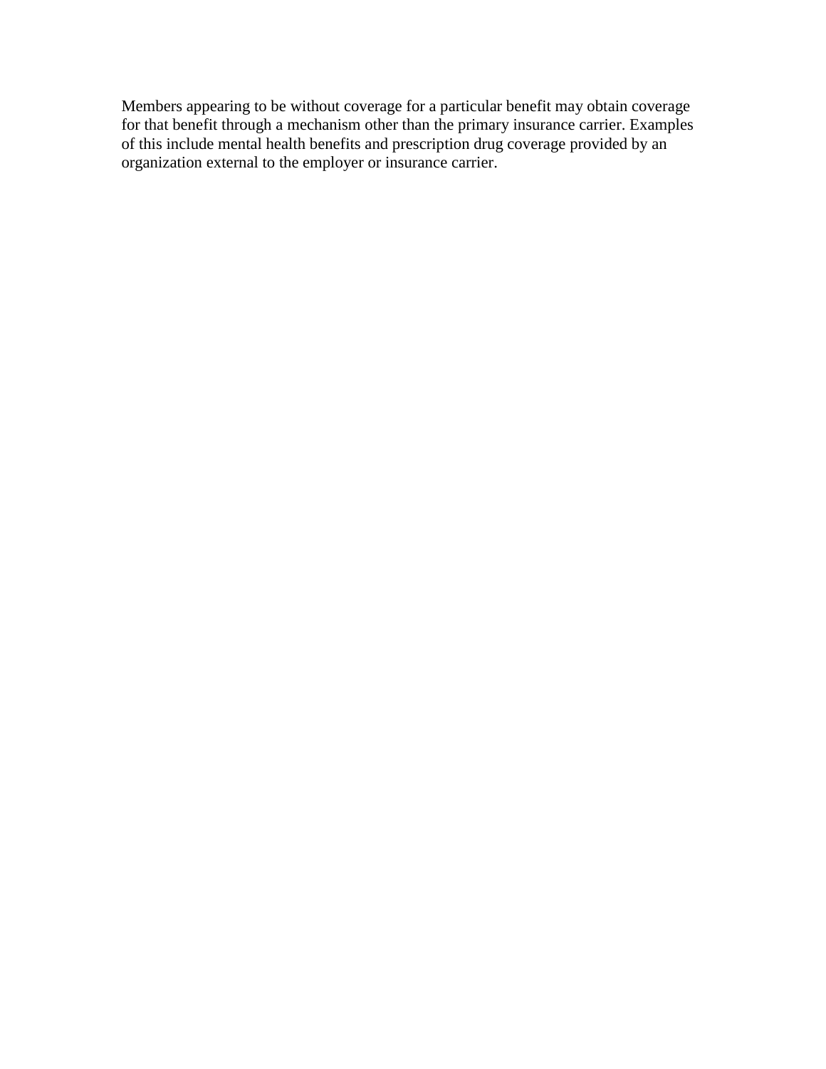Members appearing to be without coverage for a particular benefit may obtain coverage for that benefit through a mechanism other than the primary insurance carrier. Examples of this include mental health benefits and prescription drug coverage provided by an organization external to the employer or insurance carrier.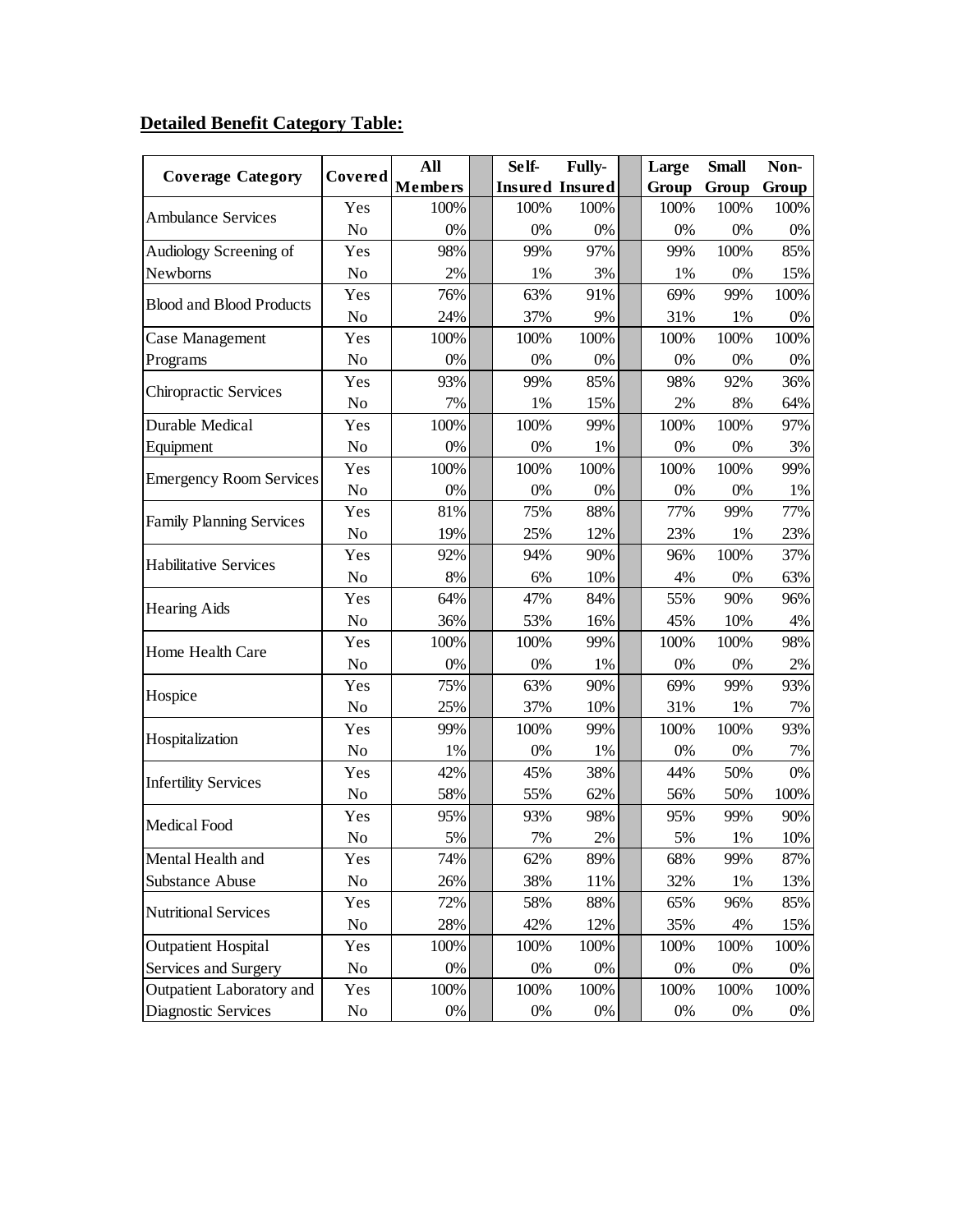**Detailed Benefit Category Table:**

| Coverage Category | Covered | All Members | Self-Insured | Fully-Insured | Large Group | Small Group | Non-Group |
|---|---|---|---|---|---|---|---|
| Ambulance Services | Yes | 100% | 100% | 100% | 100% | 100% | 100% |
| | No | 0% | 0% | 0% | 0% | 0% | 0% |
| Audiology Screening of Newborns | Yes | 98% | 99% | 97% | 99% | 100% | 85% |
| | No | 2% | 1% | 3% | 1% | 0% | 15% |
| Blood and Blood Products | Yes | 76% | 63% | 91% | 69% | 99% | 100% |
| | No | 24% | 37% | 9% | 31% | 1% | 0% |
| Case Management Programs | Yes | 100% | 100% | 100% | 100% | 100% | 100% |
| | No | 0% | 0% | 0% | 0% | 0% | 0% |
| Chiropractic Services | Yes | 93% | 99% | 85% | 98% | 92% | 36% |
| | No | 7% | 1% | 15% | 2% | 8% | 64% |
| Durable Medical Equipment | Yes | 100% | 100% | 99% | 100% | 100% | 97% |
| | No | 0% | 0% | 1% | 0% | 0% | 3% |
| Emergency Room Services | Yes | 100% | 100% | 100% | 100% | 100% | 99% |
| | No | 0% | 0% | 0% | 0% | 0% | 1% |
| Family Planning Services | Yes | 81% | 75% | 88% | 77% | 99% | 77% |
| | No | 19% | 25% | 12% | 23% | 1% | 23% |
| Habilitative Services | Yes | 92% | 94% | 90% | 96% | 100% | 37% |
| | No | 8% | 6% | 10% | 4% | 0% | 63% |
| Hearing Aids | Yes | 64% | 47% | 84% | 55% | 90% | 96% |
| | No | 36% | 53% | 16% | 45% | 10% | 4% |
| Home Health Care | Yes | 100% | 100% | 99% | 100% | 100% | 98% |
| | No | 0% | 0% | 1% | 0% | 0% | 2% |
| Hospice | Yes | 75% | 63% | 90% | 69% | 99% | 93% |
| | No | 25% | 37% | 10% | 31% | 1% | 7% |
| Hospitalization | Yes | 99% | 100% | 99% | 100% | 100% | 93% |
| | No | 1% | 0% | 1% | 0% | 0% | 7% |
| Infertility Services | Yes | 42% | 45% | 38% | 44% | 50% | 0% |
| | No | 58% | 55% | 62% | 56% | 50% | 100% |
| Medical Food | Yes | 95% | 93% | 98% | 95% | 99% | 90% |
| | No | 5% | 7% | 2% | 5% | 1% | 10% |
| Mental Health and Substance Abuse | Yes | 74% | 62% | 89% | 68% | 99% | 87% |
| | No | 26% | 38% | 11% | 32% | 1% | 13% |
| Nutritional Services | Yes | 72% | 58% | 88% | 65% | 96% | 85% |
| | No | 28% | 42% | 12% | 35% | 4% | 15% |
| Outpatient Hospital Services and Surgery | Yes | 100% | 100% | 100% | 100% | 100% | 100% |
| | No | 0% | 0% | 0% | 0% | 0% | 0% |
| Outpatient Laboratory and Diagnostic Services | Yes | 100% | 100% | 100% | 100% | 100% | 100% |
| | No | 0% | 0% | 0% | 0% | 0% | 0% |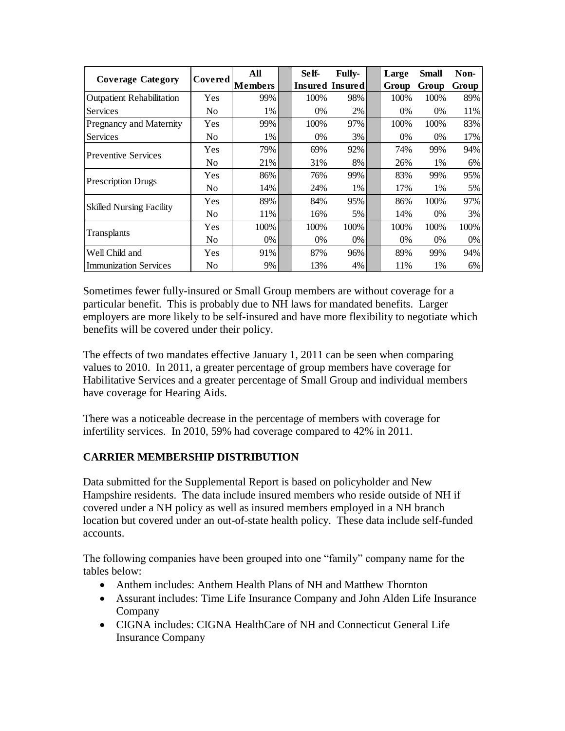| Coverage Category | Covered | All Members | Self-Insured | Fully-Insured | Large Group | Small Group | Non-Group |
|---|---|---|---|---|---|---|---|
| Outpatient Rehabilitation | Yes | 99% | 100% | 98% | 100% | 100% | 89% |
| Services | No | 1% | 0% | 2% | 0% | 0% | 11% |
| Pregnancy and Maternity | Yes | 99% | 100% | 97% | 100% | 100% | 83% |
| Services | No | 1% | 0% | 3% | 0% | 0% | 17% |
| Preventive Services | Yes | 79% | 69% | 92% | 74% | 99% | 94% |
| | No | 21% | 31% | 8% | 26% | 1% | 6% |
| Prescription Drugs | Yes | 86% | 76% | 99% | 83% | 99% | 95% |
| | No | 14% | 24% | 1% | 17% | 1% | 5% |
| Skilled Nursing Facility | Yes | 89% | 84% | 95% | 86% | 100% | 97% |
| | No | 11% | 16% | 5% | 14% | 0% | 3% |
| Transplants | Yes | 100% | 100% | 100% | 100% | 100% | 100% |
| | No | 0% | 0% | 0% | 0% | 0% | 0% |
| Well Child and | Yes | 91% | 87% | 96% | 89% | 99% | 94% |
| Immunization Services | No | 9% | 13% | 4% | 11% | 1% | 6% |

Sometimes fewer fully-insured or Small Group members are without coverage for a particular benefit. This is probably due to NH laws for mandated benefits. Larger employers are more likely to be self-insured and have more flexibility to negotiate which benefits will be covered under their policy.

The effects of two mandates effective January 1, 2011 can be seen when comparing values to 2010. In 2011, a greater percentage of group members have coverage for Habilitative Services and a greater percentage of Small Group and individual members have coverage for Hearing Aids.

There was a noticeable decrease in the percentage of members with coverage for infertility services. In 2010, 59% had coverage compared to 42% in 2011.

## CARRIER MEMBERSHIP DISTRIBUTION

Data submitted for the Supplemental Report is based on policyholder and New Hampshire residents. The data include insured members who reside outside of NH if covered under a NH policy as well as insured members employed in a NH branch location but covered under an out-of-state health policy. These data include self-funded accounts.

The following companies have been grouped into one "family" company name for the tables below:

- Anthem includes: Anthem Health Plans of NH and Matthew Thornton
- Assurant includes: Time Life Insurance Company and John Alden Life Insurance Company
- CIGNA includes: CIGNA HealthCare of NH and Connecticut General Life Insurance Company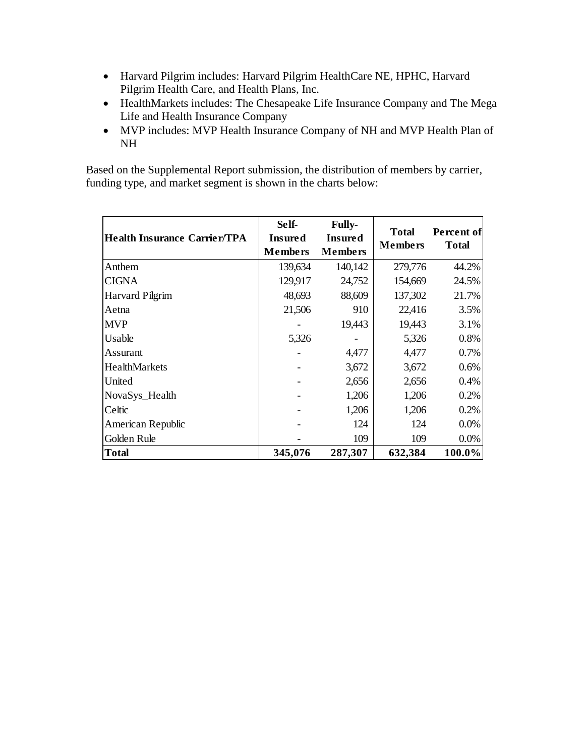- Harvard Pilgrim includes: Harvard Pilgrim HealthCare NE, HPHC, Harvard Pilgrim Health Care, and Health Plans, Inc.
- HealthMarkets includes: The Chesapeake Life Insurance Company and The Mega Life and Health Insurance Company
- MVP includes: MVP Health Insurance Company of NH and MVP Health Plan of NH

Based on the Supplemental Report submission, the distribution of members by carrier, funding type, and market segment is shown in the charts below:

| Health Insurance Carrier/TPA | Self-Insured Members | Fully-Insured Members | Total Members | Percent of Total |
|---|---|---|---|---|
| Anthem | 139,634 | 140,142 | 279,776 | 44.2% |
| CIGNA | 129,917 | 24,752 | 154,669 | 24.5% |
| Harvard Pilgrim | 48,693 | 88,609 | 137,302 | 21.7% |
| Aetna | 21,506 | 910 | 22,416 | 3.5% |
| MVP | - | 19,443 | 19,443 | 3.1% |
| Usable | 5,326 | - | 5,326 | 0.8% |
| Assurant | - | 4,477 | 4,477 | 0.7% |
| HealthMarkets | - | 3,672 | 3,672 | 0.6% |
| United | - | 2,656 | 2,656 | 0.4% |
| NovaSys_Health | - | 1,206 | 1,206 | 0.2% |
| Celtic | - | 1,206 | 1,206 | 0.2% |
| American Republic | - | 124 | 124 | 0.0% |
| Golden Rule | - | 109 | 109 | 0.0% |
| **Total** | **345,076** | **287,307** | **632,384** | **100.0%** |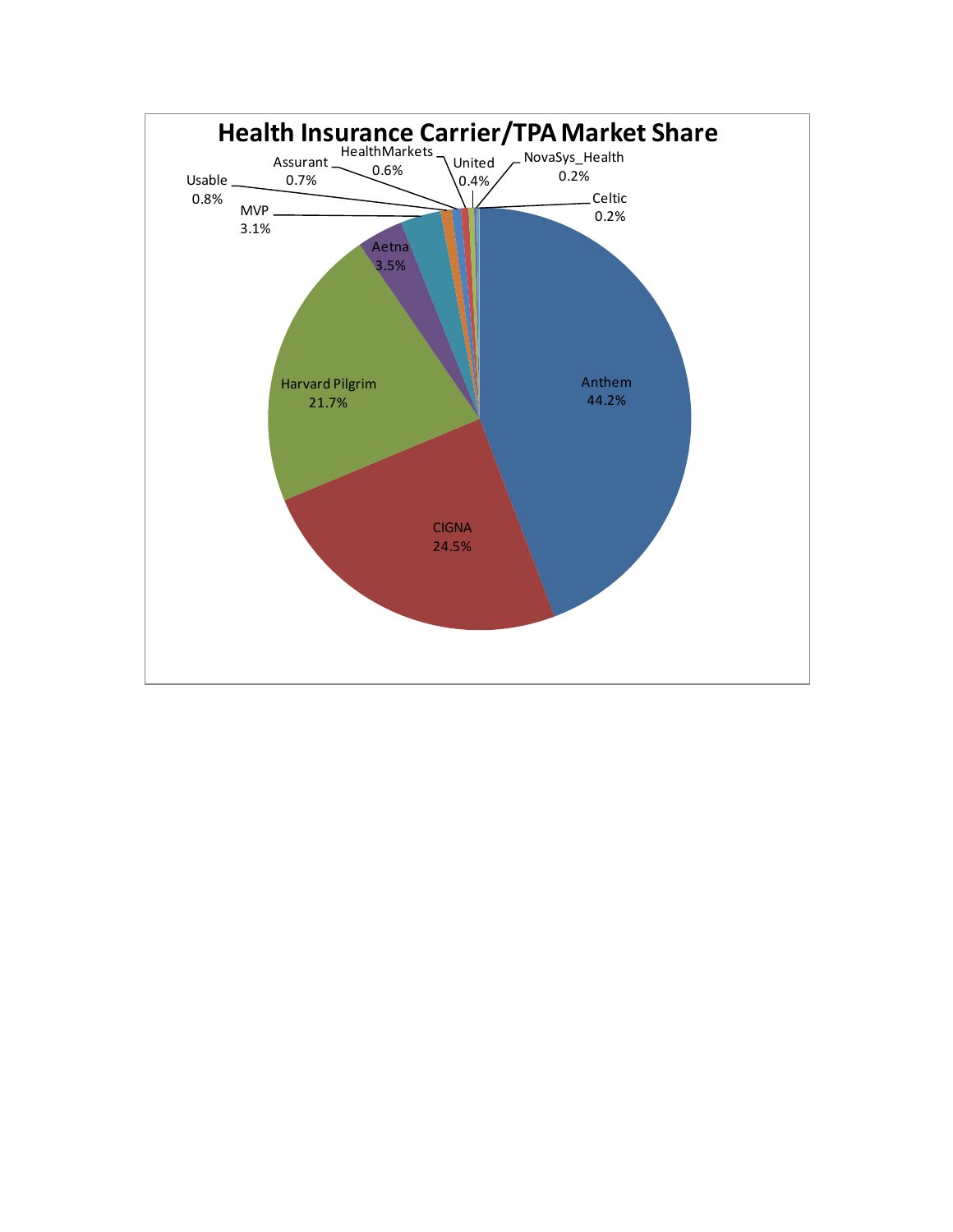# Health Insurance Carrier/TPA Market Share

| Carrier/TPA | Market Share |
|---|---|
| Anthem | 44.2% |
| CIGNA | 24.5% |
| Harvard Pilgrim | 21.7% |
| Aetna | 3.5% |
| MVP | 3.1% |
| Usable | 0.8% |
| Assurant | 0.7% |
| HealthMarkets | 0.6% |
| United | 0.4% |
| NovaSys_Health | 0.2% |
| Celtic | 0.2% |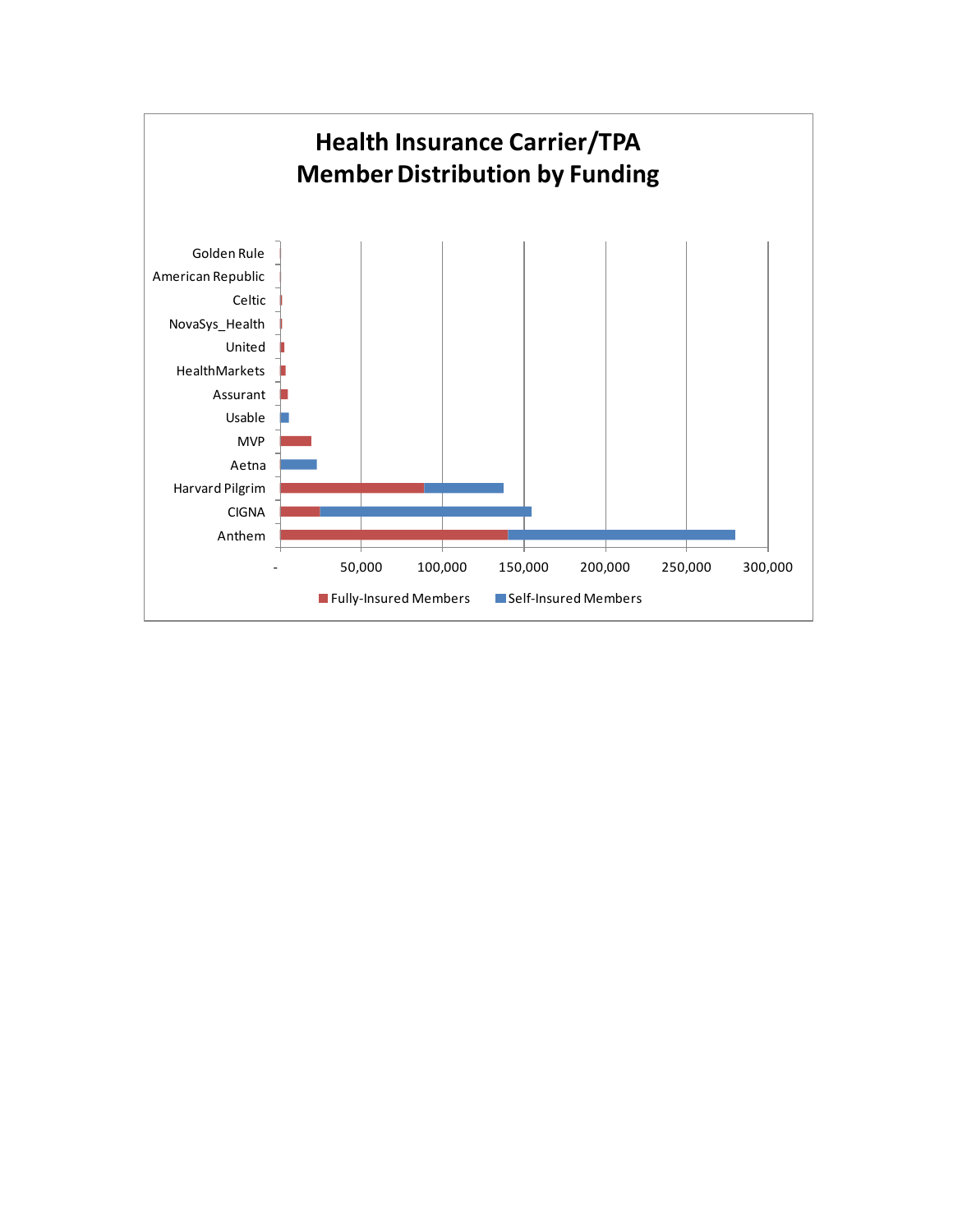# Health Insurance Carrier/TPA Member Distribution by Funding

Golden Rule
American Republic
Celtic
NovaSys_Health
United
HealthMarkets
Assurant
Usable
MVP
Aetna
Harvard Pilgrim
CIGNA
Anthem

- 50,000 100,000 150,000 200,000 250,000 300,000

Fully-Insured Members    Self-Insured Members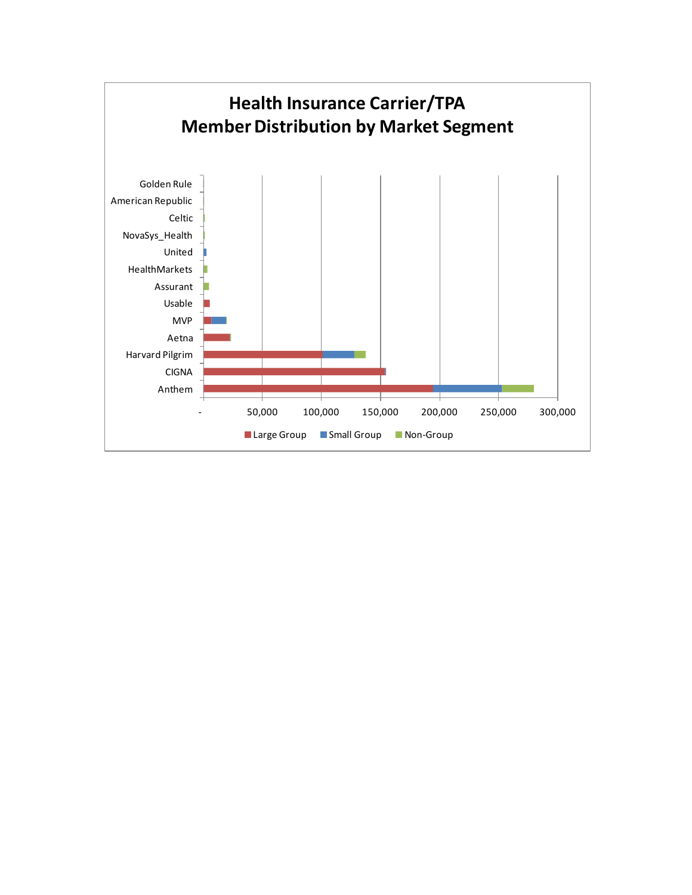# Health Insurance Carrier/TPA
# Member Distribution by Market Segment

Golden Rule

American Republic

Celtic

NovaSys_Health

United

HealthMarkets

Assurant

Usable

MVP

Aetna

Harvard Pilgrim

CIGNA

Anthem

- 50,000 100,000 150,000 200,000 250,000 300,000

Large Group | Small Group | Non-Group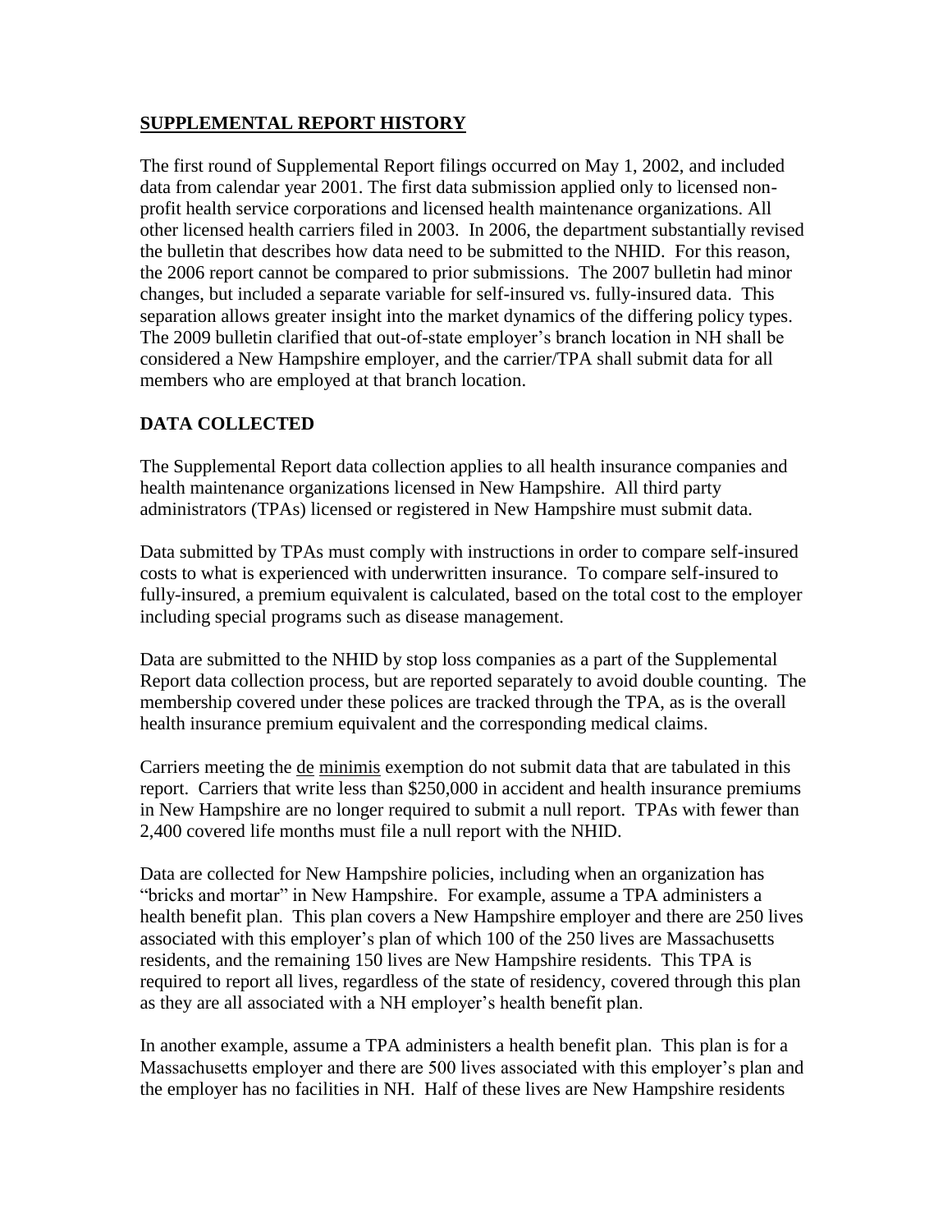## SUPPLEMENTAL REPORT HISTORY

The first round of Supplemental Report filings occurred on May 1, 2002, and included data from calendar year 2001. The first data submission applied only to licensed non-profit health service corporations and licensed health maintenance organizations. All other licensed health carriers filed in 2003. In 2006, the department substantially revised the bulletin that describes how data need to be submitted to the NHID. For this reason, the 2006 report cannot be compared to prior submissions. The 2007 bulletin had minor changes, but included a separate variable for self-insured vs. fully-insured data. This separation allows greater insight into the market dynamics of the differing policy types. The 2009 bulletin clarified that out-of-state employer's branch location in NH shall be considered a New Hampshire employer, and the carrier/TPA shall submit data for all members who are employed at that branch location.

## DATA COLLECTED

The Supplemental Report data collection applies to all health insurance companies and health maintenance organizations licensed in New Hampshire. All third party administrators (TPAs) licensed or registered in New Hampshire must submit data.

Data submitted by TPAs must comply with instructions in order to compare self-insured costs to what is experienced with underwritten insurance. To compare self-insured to fully-insured, a premium equivalent is calculated, based on the total cost to the employer including special programs such as disease management.

Data are submitted to the NHID by stop loss companies as a part of the Supplemental Report data collection process, but are reported separately to avoid double counting. The membership covered under these polices are tracked through the TPA, as is the overall health insurance premium equivalent and the corresponding medical claims.

Carriers meeting the de minimis exemption do not submit data that are tabulated in this report. Carriers that write less than $250,000 in accident and health insurance premiums in New Hampshire are no longer required to submit a null report. TPAs with fewer than 2,400 covered life months must file a null report with the NHID.

Data are collected for New Hampshire policies, including when an organization has "bricks and mortar" in New Hampshire. For example, assume a TPA administers a health benefit plan. This plan covers a New Hampshire employer and there are 250 lives associated with this employer's plan of which 100 of the 250 lives are Massachusetts residents, and the remaining 150 lives are New Hampshire residents. This TPA is required to report all lives, regardless of the state of residency, covered through this plan as they are all associated with a NH employer's health benefit plan.

In another example, assume a TPA administers a health benefit plan. This plan is for a Massachusetts employer and there are 500 lives associated with this employer's plan and the employer has no facilities in NH. Half of these lives are New Hampshire residents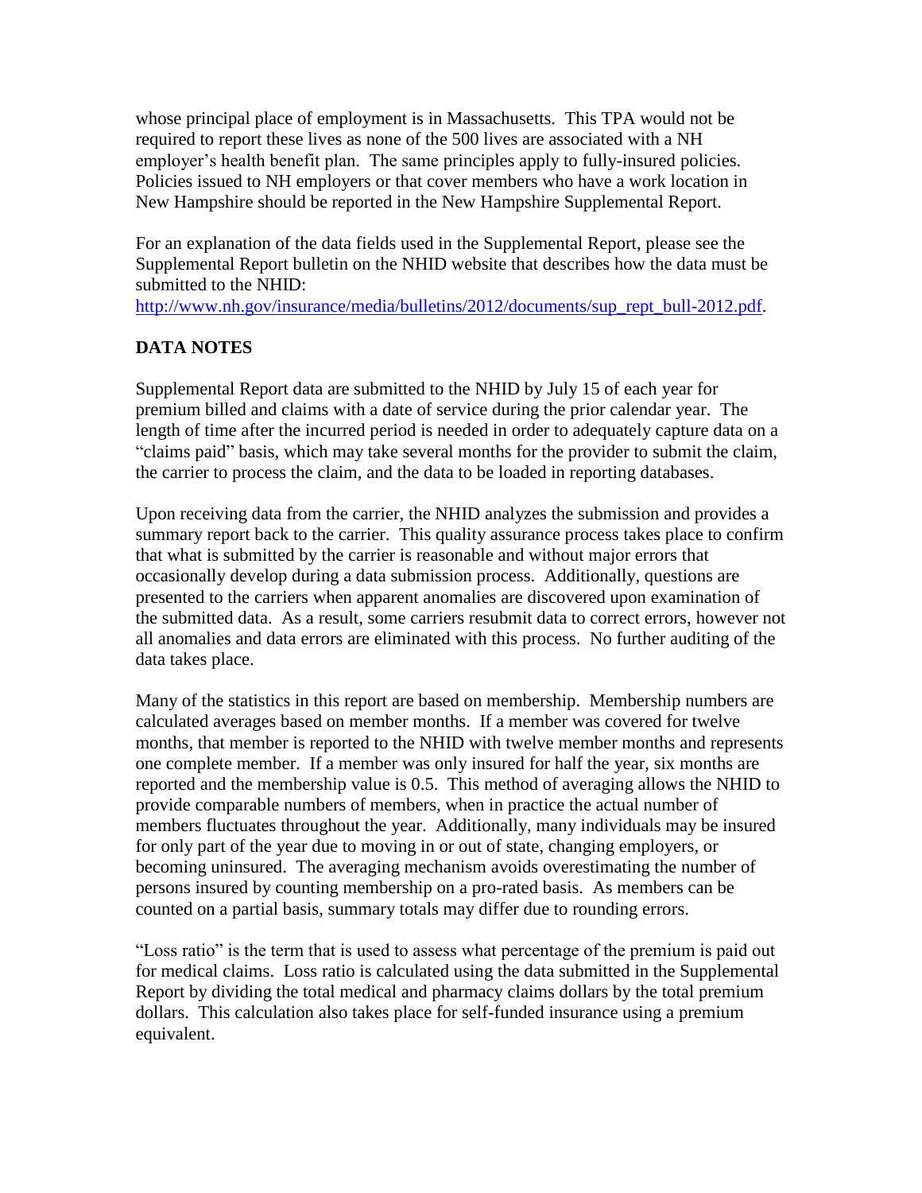whose principal place of employment is in Massachusetts. This TPA would not be required to report these lives as none of the 500 lives are associated with a NH employer's health benefit plan. The same principles apply to fully-insured policies. Policies issued to NH employers or that cover members who have a work location in New Hampshire should be reported in the New Hampshire Supplemental Report.

For an explanation of the data fields used in the Supplemental Report, please see the Supplemental Report bulletin on the NHID website that describes how the data must be submitted to the NHID:
[http://www.nh.gov/insurance/media/bulletins/2012/documents/sup_rept_bull-2012.pdf](http://www.nh.gov/insurance/media/bulletins/2012/documents/sup_rept_bull-2012.pdf).

## DATA NOTES

Supplemental Report data are submitted to the NHID by July 15 of each year for premium billed and claims with a date of service during the prior calendar year. The length of time after the incurred period is needed in order to adequately capture data on a "claims paid" basis, which may take several months for the provider to submit the claim, the carrier to process the claim, and the data to be loaded in reporting databases.

Upon receiving data from the carrier, the NHID analyzes the submission and provides a summary report back to the carrier. This quality assurance process takes place to confirm that what is submitted by the carrier is reasonable and without major errors that occasionally develop during a data submission process. Additionally, questions are presented to the carriers when apparent anomalies are discovered upon examination of the submitted data. As a result, some carriers resubmit data to correct errors, however not all anomalies and data errors are eliminated with this process. No further auditing of the data takes place.

Many of the statistics in this report are based on membership. Membership numbers are calculated averages based on member months. If a member was covered for twelve months, that member is reported to the NHID with twelve member months and represents one complete member. If a member was only insured for half the year, six months are reported and the membership value is 0.5. This method of averaging allows the NHID to provide comparable numbers of members, when in practice the actual number of members fluctuates throughout the year. Additionally, many individuals may be insured for only part of the year due to moving in or out of state, changing employers, or becoming uninsured. The averaging mechanism avoids overestimating the number of persons insured by counting membership on a pro-rated basis. As members can be counted on a partial basis, summary totals may differ due to rounding errors.

"Loss ratio" is the term that is used to assess what percentage of the premium is paid out for medical claims. Loss ratio is calculated using the data submitted in the Supplemental Report by dividing the total medical and pharmacy claims dollars by the total premium dollars. This calculation also takes place for self-funded insurance using a premium equivalent.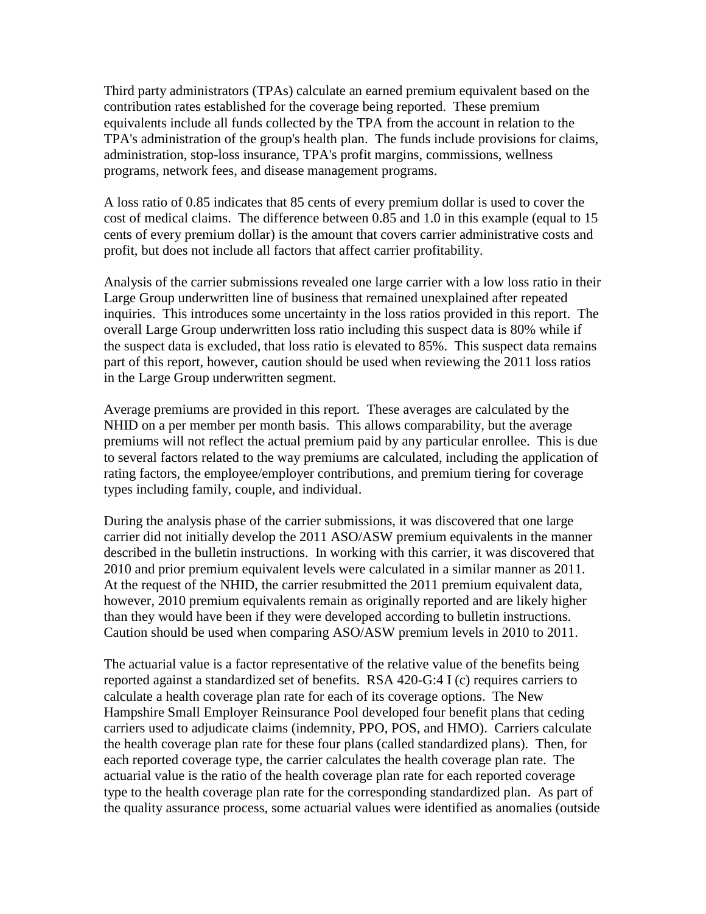Third party administrators (TPAs) calculate an earned premium equivalent based on the contribution rates established for the coverage being reported. These premium equivalents include all funds collected by the TPA from the account in relation to the TPA's administration of the group's health plan. The funds include provisions for claims, administration, stop-loss insurance, TPA's profit margins, commissions, wellness programs, network fees, and disease management programs.

A loss ratio of 0.85 indicates that 85 cents of every premium dollar is used to cover the cost of medical claims. The difference between 0.85 and 1.0 in this example (equal to 15 cents of every premium dollar) is the amount that covers carrier administrative costs and profit, but does not include all factors that affect carrier profitability.

Analysis of the carrier submissions revealed one large carrier with a low loss ratio in their Large Group underwritten line of business that remained unexplained after repeated inquiries. This introduces some uncertainty in the loss ratios provided in this report. The overall Large Group underwritten loss ratio including this suspect data is 80% while if the suspect data is excluded, that loss ratio is elevated to 85%. This suspect data remains part of this report, however, caution should be used when reviewing the 2011 loss ratios in the Large Group underwritten segment.

Average premiums are provided in this report. These averages are calculated by the NHID on a per member per month basis. This allows comparability, but the average premiums will not reflect the actual premium paid by any particular enrollee. This is due to several factors related to the way premiums are calculated, including the application of rating factors, the employee/employer contributions, and premium tiering for coverage types including family, couple, and individual.

During the analysis phase of the carrier submissions, it was discovered that one large carrier did not initially develop the 2011 ASO/ASW premium equivalents in the manner described in the bulletin instructions. In working with this carrier, it was discovered that 2010 and prior premium equivalent levels were calculated in a similar manner as 2011. At the request of the NHID, the carrier resubmitted the 2011 premium equivalent data, however, 2010 premium equivalents remain as originally reported and are likely higher than they would have been if they were developed according to bulletin instructions. Caution should be used when comparing ASO/ASW premium levels in 2010 to 2011.

The actuarial value is a factor representative of the relative value of the benefits being reported against a standardized set of benefits. RSA 420-G:4 I (c) requires carriers to calculate a health coverage plan rate for each of its coverage options. The New Hampshire Small Employer Reinsurance Pool developed four benefit plans that ceding carriers used to adjudicate claims (indemnity, PPO, POS, and HMO). Carriers calculate the health coverage plan rate for these four plans (called standardized plans). Then, for each reported coverage type, the carrier calculates the health coverage plan rate. The actuarial value is the ratio of the health coverage plan rate for each reported coverage type to the health coverage plan rate for the corresponding standardized plan. As part of the quality assurance process, some actuarial values were identified as anomalies (outside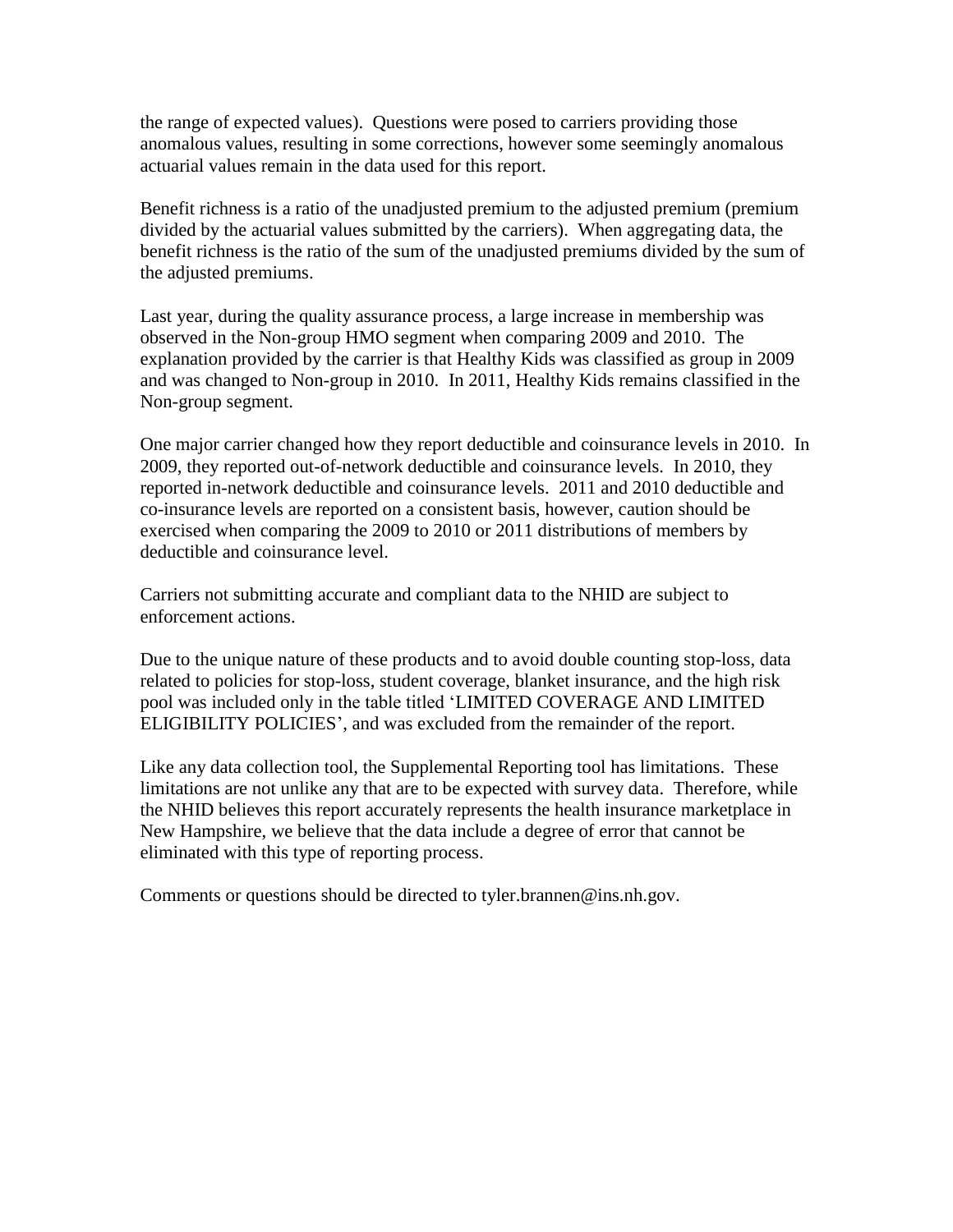the range of expected values). Questions were posed to carriers providing those anomalous values, resulting in some corrections, however some seemingly anomalous actuarial values remain in the data used for this report.

Benefit richness is a ratio of the unadjusted premium to the adjusted premium (premium divided by the actuarial values submitted by the carriers). When aggregating data, the benefit richness is the ratio of the sum of the unadjusted premiums divided by the sum of the adjusted premiums.

Last year, during the quality assurance process, a large increase in membership was observed in the Non-group HMO segment when comparing 2009 and 2010. The explanation provided by the carrier is that Healthy Kids was classified as group in 2009 and was changed to Non-group in 2010. In 2011, Healthy Kids remains classified in the Non-group segment.

One major carrier changed how they report deductible and coinsurance levels in 2010. In 2009, they reported out-of-network deductible and coinsurance levels. In 2010, they reported in-network deductible and coinsurance levels. 2011 and 2010 deductible and co-insurance levels are reported on a consistent basis, however, caution should be exercised when comparing the 2009 to 2010 or 2011 distributions of members by deductible and coinsurance level.

Carriers not submitting accurate and compliant data to the NHID are subject to enforcement actions.

Due to the unique nature of these products and to avoid double counting stop-loss, data related to policies for stop-loss, student coverage, blanket insurance, and the high risk pool was included only in the table titled 'LIMITED COVERAGE AND LIMITED ELIGIBILITY POLICIES', and was excluded from the remainder of the report.

Like any data collection tool, the Supplemental Reporting tool has limitations. These limitations are not unlike any that are to be expected with survey data. Therefore, while the NHID believes this report accurately represents the health insurance marketplace in New Hampshire, we believe that the data include a degree of error that cannot be eliminated with this type of reporting process.

Comments or questions should be directed to tyler.brannen@ins.nh.gov.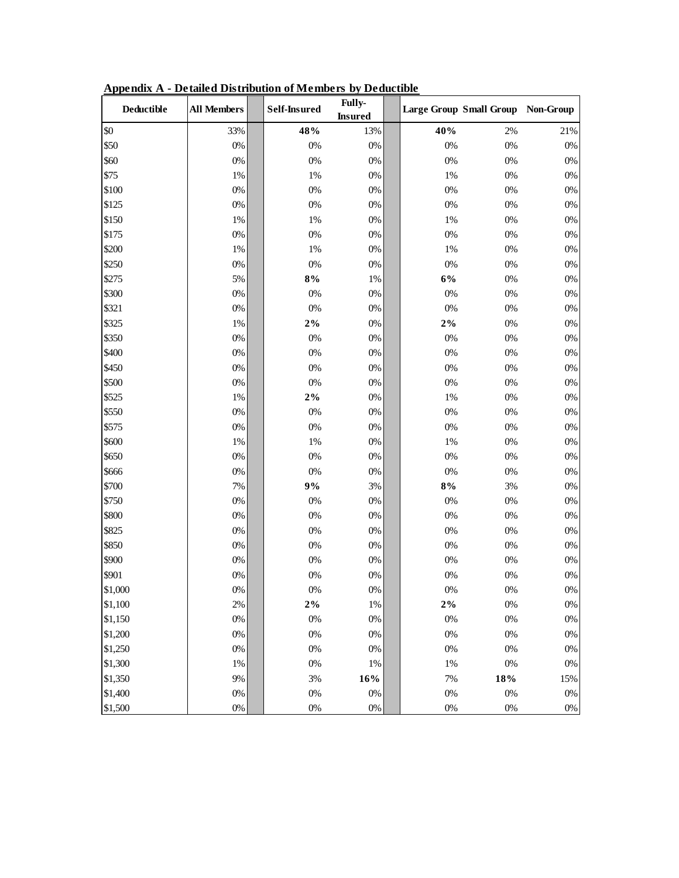**Appendix A - Detailed Distribution of Members by Deductible**

| Deductible | All Members | Self-Insured | Fully-Insured | Large Group | Small Group | Non-Group |
|---|---|---|---|---|---|---|
| $0 | 33% | **48%** | 13% | **40%** | 2% | 21% |
| $50 | 0% | 0% | 0% | 0% | 0% | 0% |
| $60 | 0% | 0% | 0% | 0% | 0% | 0% |
| $75 | 1% | 1% | 0% | 1% | 0% | 0% |
| $100 | 0% | 0% | 0% | 0% | 0% | 0% |
| $125 | 0% | 0% | 0% | 0% | 0% | 0% |
| $150 | 1% | 1% | 0% | 1% | 0% | 0% |
| $175 | 0% | 0% | 0% | 0% | 0% | 0% |
| $200 | 1% | 1% | 0% | 1% | 0% | 0% |
| $250 | 0% | 0% | 0% | 0% | 0% | 0% |
| $275 | 5% | **8%** | 1% | **6%** | 0% | 0% |
| $300 | 0% | 0% | 0% | 0% | 0% | 0% |
| $321 | 0% | 0% | 0% | 0% | 0% | 0% |
| $325 | 1% | **2%** | 0% | **2%** | 0% | 0% |
| $350 | 0% | 0% | 0% | 0% | 0% | 0% |
| $400 | 0% | 0% | 0% | 0% | 0% | 0% |
| $450 | 0% | 0% | 0% | 0% | 0% | 0% |
| $500 | 0% | 0% | 0% | 0% | 0% | 0% |
| $525 | 1% | **2%** | 0% | 1% | 0% | 0% |
| $550 | 0% | 0% | 0% | 0% | 0% | 0% |
| $575 | 0% | 0% | 0% | 0% | 0% | 0% |
| $600 | 1% | 1% | 0% | 1% | 0% | 0% |
| $650 | 0% | 0% | 0% | 0% | 0% | 0% |
| $666 | 0% | 0% | 0% | 0% | 0% | 0% |
| $700 | 7% | **9%** | 3% | **8%** | 3% | 0% |
| $750 | 0% | 0% | 0% | 0% | 0% | 0% |
| $800 | 0% | 0% | 0% | 0% | 0% | 0% |
| $825 | 0% | 0% | 0% | 0% | 0% | 0% |
| $850 | 0% | 0% | 0% | 0% | 0% | 0% |
| $900 | 0% | 0% | 0% | 0% | 0% | 0% |
| $901 | 0% | 0% | 0% | 0% | 0% | 0% |
| $1,000 | 0% | 0% | 0% | 0% | 0% | 0% |
| $1,100 | 2% | **2%** | 1% | **2%** | 0% | 0% |
| $1,150 | 0% | 0% | 0% | 0% | 0% | 0% |
| $1,200 | 0% | 0% | 0% | 0% | 0% | 0% |
| $1,250 | 0% | 0% | 0% | 0% | 0% | 0% |
| $1,300 | 1% | 0% | 1% | 1% | 0% | 0% |
| $1,350 | 9% | 3% | **16%** | 7% | **18%** | 15% |
| $1,400 | 0% | 0% | 0% | 0% | 0% | 0% |
| $1,500 | 0% | 0% | 0% | 0% | 0% | 0% |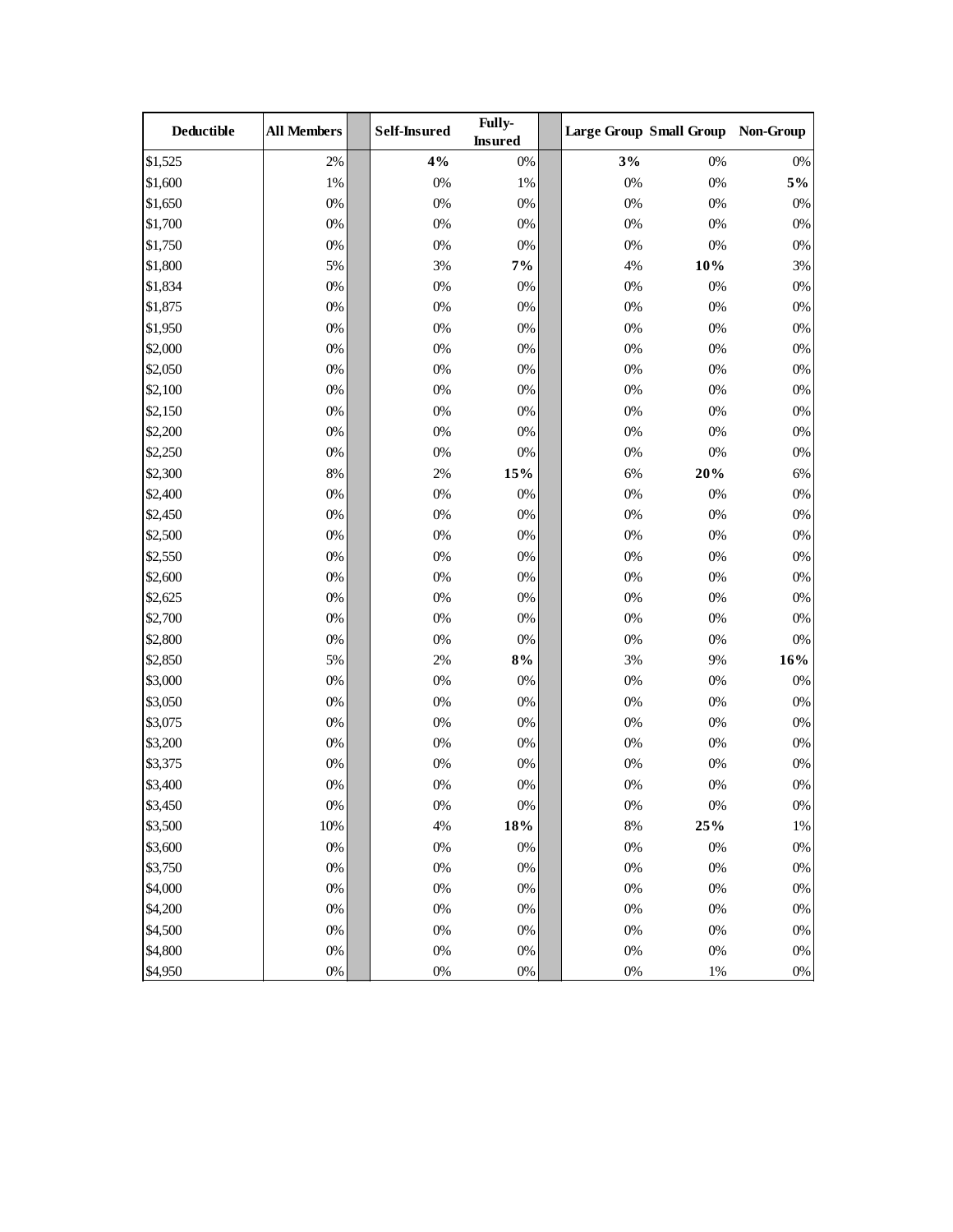| Deductible | All Members | | Self-Insured | Fully-Insured | | Large Group | Small Group | Non-Group |
|---|---|---|---|---|---|---|---|---|
| $1,525 | 2% | | **4%** | 0% | | **3%** | 0% | 0% |
| $1,600 | 1% | | 0% | 1% | | 0% | 0% | **5%** |
| $1,650 | 0% | | 0% | 0% | | 0% | 0% | 0% |
| $1,700 | 0% | | 0% | 0% | | 0% | 0% | 0% |
| $1,750 | 0% | | 0% | 0% | | 0% | 0% | 0% |
| $1,800 | 5% | | 3% | **7%** | | 4% | **10%** | 3% |
| $1,834 | 0% | | 0% | 0% | | 0% | 0% | 0% |
| $1,875 | 0% | | 0% | 0% | | 0% | 0% | 0% |
| $1,950 | 0% | | 0% | 0% | | 0% | 0% | 0% |
| $2,000 | 0% | | 0% | 0% | | 0% | 0% | 0% |
| $2,050 | 0% | | 0% | 0% | | 0% | 0% | 0% |
| $2,100 | 0% | | 0% | 0% | | 0% | 0% | 0% |
| $2,150 | 0% | | 0% | 0% | | 0% | 0% | 0% |
| $2,200 | 0% | | 0% | 0% | | 0% | 0% | 0% |
| $2,250 | 0% | | 0% | 0% | | 0% | 0% | 0% |
| $2,300 | 8% | | 2% | **15%** | | 6% | **20%** | 6% |
| $2,400 | 0% | | 0% | 0% | | 0% | 0% | 0% |
| $2,450 | 0% | | 0% | 0% | | 0% | 0% | 0% |
| $2,500 | 0% | | 0% | 0% | | 0% | 0% | 0% |
| $2,550 | 0% | | 0% | 0% | | 0% | 0% | 0% |
| $2,600 | 0% | | 0% | 0% | | 0% | 0% | 0% |
| $2,625 | 0% | | 0% | 0% | | 0% | 0% | 0% |
| $2,700 | 0% | | 0% | 0% | | 0% | 0% | 0% |
| $2,800 | 0% | | 0% | 0% | | 0% | 0% | 0% |
| $2,850 | 5% | | 2% | **8%** | | 3% | 9% | **16%** |
| $3,000 | 0% | | 0% | 0% | | 0% | 0% | 0% |
| $3,050 | 0% | | 0% | 0% | | 0% | 0% | 0% |
| $3,075 | 0% | | 0% | 0% | | 0% | 0% | 0% |
| $3,200 | 0% | | 0% | 0% | | 0% | 0% | 0% |
| $3,375 | 0% | | 0% | 0% | | 0% | 0% | 0% |
| $3,400 | 0% | | 0% | 0% | | 0% | 0% | 0% |
| $3,450 | 0% | | 0% | 0% | | 0% | 0% | 0% |
| $3,500 | 10% | | 4% | **18%** | | 8% | **25%** | 1% |
| $3,600 | 0% | | 0% | 0% | | 0% | 0% | 0% |
| $3,750 | 0% | | 0% | 0% | | 0% | 0% | 0% |
| $4,000 | 0% | | 0% | 0% | | 0% | 0% | 0% |
| $4,200 | 0% | | 0% | 0% | | 0% | 0% | 0% |
| $4,500 | 0% | | 0% | 0% | | 0% | 0% | 0% |
| $4,800 | 0% | | 0% | 0% | | 0% | 0% | 0% |
| $4,950 | 0% | | 0% | 0% | | 0% | 1% | 0% |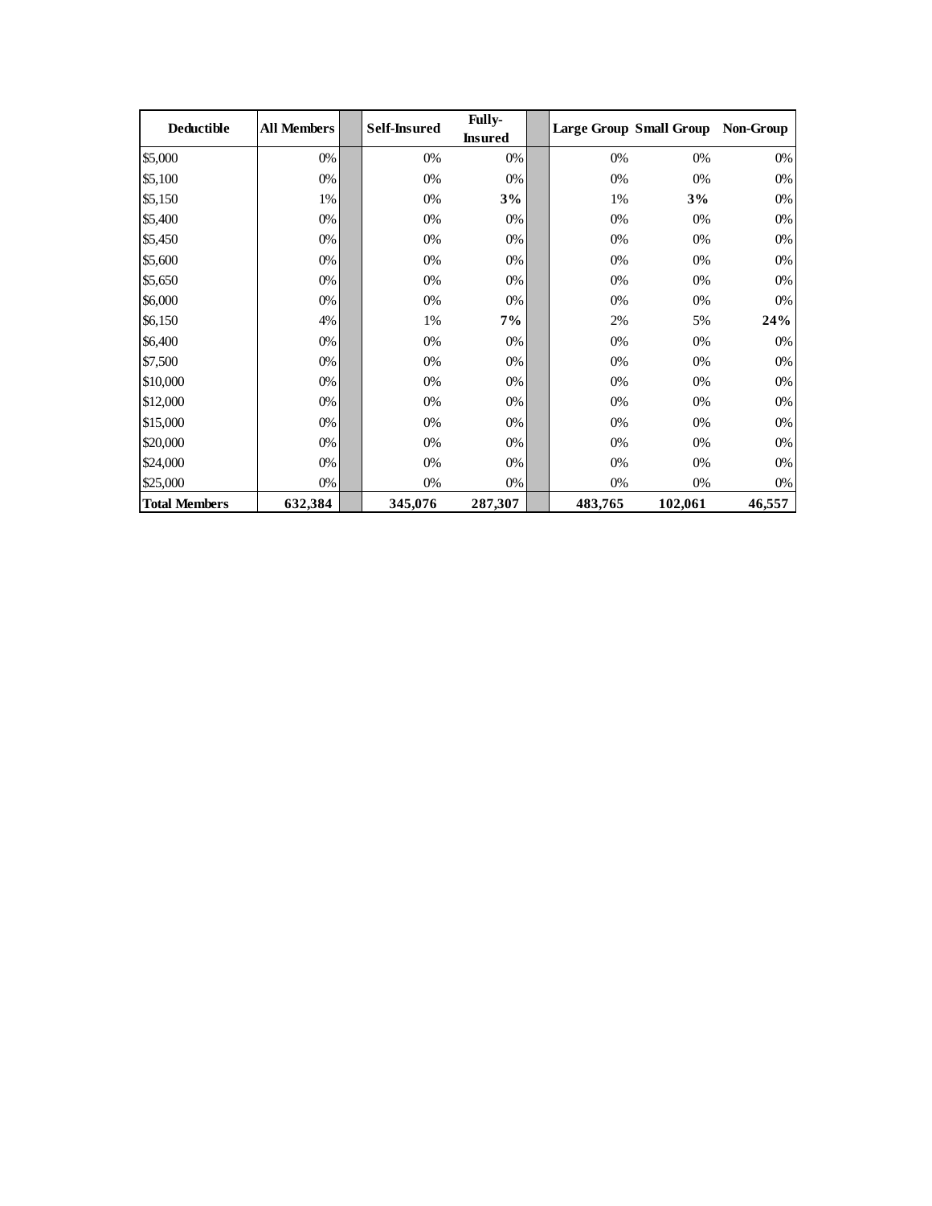| Deductible | All Members | | Self-Insured | Fully-Insured | | Large Group | Small Group | Non-Group |
|---|---|---|---|---|---|---|---|---|
| $5,000 | 0% | | 0% | 0% | | 0% | 0% | 0% |
| $5,100 | 0% | | 0% | 0% | | 0% | 0% | 0% |
| $5,150 | 1% | | 0% | **3%** | | 1% | **3%** | 0% |
| $5,400 | 0% | | 0% | 0% | | 0% | 0% | 0% |
| $5,450 | 0% | | 0% | 0% | | 0% | 0% | 0% |
| $5,600 | 0% | | 0% | 0% | | 0% | 0% | 0% |
| $5,650 | 0% | | 0% | 0% | | 0% | 0% | 0% |
| $6,000 | 0% | | 0% | 0% | | 0% | 0% | 0% |
| $6,150 | 4% | | 1% | **7%** | | 2% | 5% | **24%** |
| $6,400 | 0% | | 0% | 0% | | 0% | 0% | 0% |
| $7,500 | 0% | | 0% | 0% | | 0% | 0% | 0% |
| $10,000 | 0% | | 0% | 0% | | 0% | 0% | 0% |
| $12,000 | 0% | | 0% | 0% | | 0% | 0% | 0% |
| $15,000 | 0% | | 0% | 0% | | 0% | 0% | 0% |
| $20,000 | 0% | | 0% | 0% | | 0% | 0% | 0% |
| $24,000 | 0% | | 0% | 0% | | 0% | 0% | 0% |
| $25,000 | 0% | | 0% | 0% | | 0% | 0% | 0% |
| **Total Members** | **632,384** | | **345,076** | **287,307** | | **483,765** | **102,061** | **46,557** |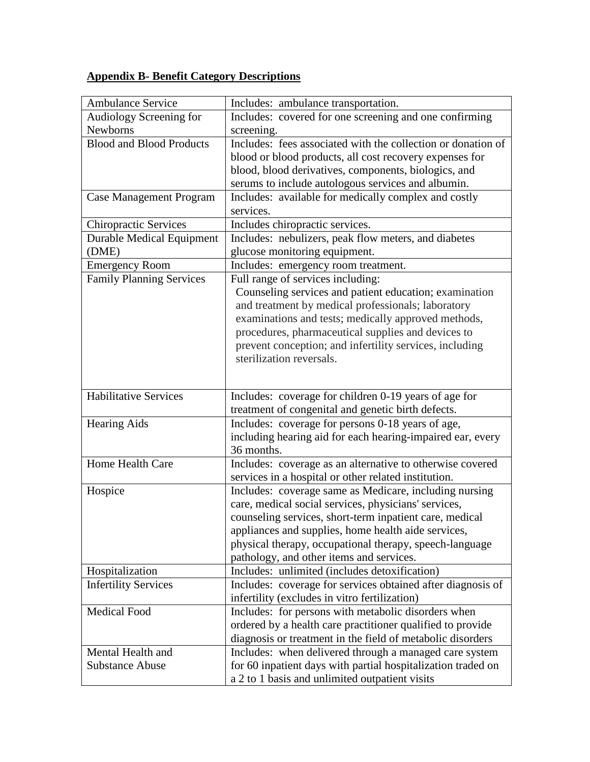**Appendix B- Benefit Category Descriptions**

| Ambulance Service | Includes: ambulance transportation. |
|---|---|
| Audiology Screening for Newborns | Includes: covered for one screening and one confirming screening. |
| Blood and Blood Products | Includes: fees associated with the collection or donation of blood or blood products, all cost recovery expenses for blood, blood derivatives, components, biologics, and serums to include autologous services and albumin. |
| Case Management Program | Includes: available for medically complex and costly services. |
| Chiropractic Services | Includes chiropractic services. |
| Durable Medical Equipment (DME) | Includes: nebulizers, peak flow meters, and diabetes glucose monitoring equipment. |
| Emergency Room | Includes: emergency room treatment. |
| Family Planning Services | Full range of services including: Counseling services and patient education; examination and treatment by medical professionals; laboratory examinations and tests; medically approved methods, procedures, pharmaceutical supplies and devices to prevent conception; and infertility services, including sterilization reversals. |
| Habilitative Services | Includes: coverage for children 0-19 years of age for treatment of congenital and genetic birth defects. |
| Hearing Aids | Includes: coverage for persons 0-18 years of age, including hearing aid for each hearing-impaired ear, every 36 months. |
| Home Health Care | Includes: coverage as an alternative to otherwise covered services in a hospital or other related institution. |
| Hospice | Includes: coverage same as Medicare, including nursing care, medical social services, physicians' services, counseling services, short-term inpatient care, medical appliances and supplies, home health aide services, physical therapy, occupational therapy, speech-language pathology, and other items and services. |
| Hospitalization | Includes: unlimited (includes detoxification) |
| Infertility Services | Includes: coverage for services obtained after diagnosis of infertility (excludes in vitro fertilization) |
| Medical Food | Includes: for persons with metabolic disorders when ordered by a health care practitioner qualified to provide diagnosis or treatment in the field of metabolic disorders |
| Mental Health and Substance Abuse | Includes: when delivered through a managed care system for 60 inpatient days with partial hospitalization traded on a 2 to 1 basis and unlimited outpatient visits |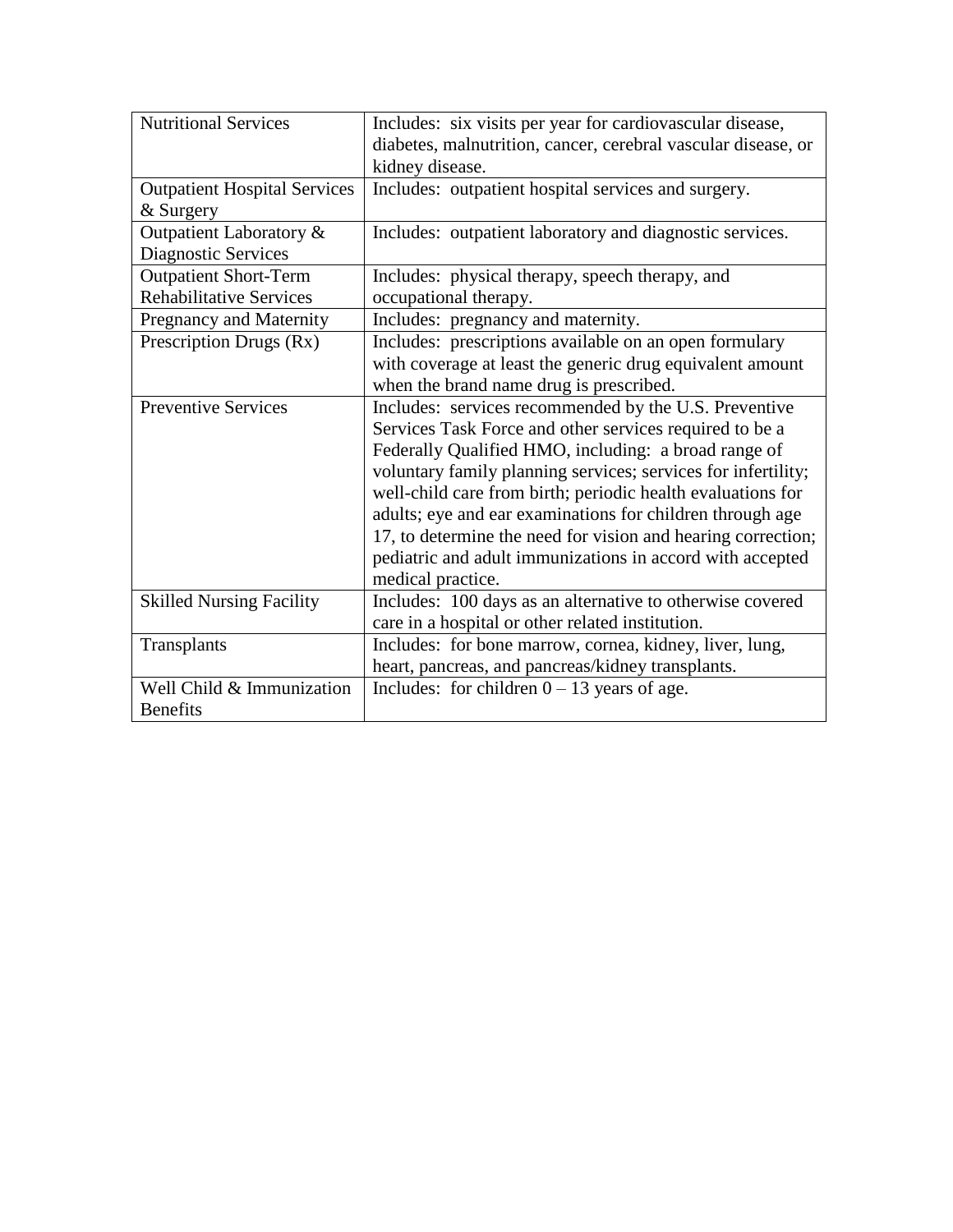| | |
|---|---|
| Nutritional Services | Includes: six visits per year for cardiovascular disease, diabetes, malnutrition, cancer, cerebral vascular disease, or kidney disease. |
| Outpatient Hospital Services & Surgery | Includes: outpatient hospital services and surgery. |
| Outpatient Laboratory & Diagnostic Services | Includes: outpatient laboratory and diagnostic services. |
| Outpatient Short-Term Rehabilitative Services | Includes: physical therapy, speech therapy, and occupational therapy. |
| Pregnancy and Maternity | Includes: pregnancy and maternity. |
| Prescription Drugs (Rx) | Includes: prescriptions available on an open formulary with coverage at least the generic drug equivalent amount when the brand name drug is prescribed. |
| Preventive Services | Includes: services recommended by the U.S. Preventive Services Task Force and other services required to be a Federally Qualified HMO, including: a broad range of voluntary family planning services; services for infertility; well-child care from birth; periodic health evaluations for adults; eye and ear examinations for children through age 17, to determine the need for vision and hearing correction; pediatric and adult immunizations in accord with accepted medical practice. |
| Skilled Nursing Facility | Includes: 100 days as an alternative to otherwise covered care in a hospital or other related institution. |
| Transplants | Includes: for bone marrow, cornea, kidney, liver, lung, heart, pancreas, and pancreas/kidney transplants. |
| Well Child & Immunization Benefits | Includes: for children 0 – 13 years of age. |